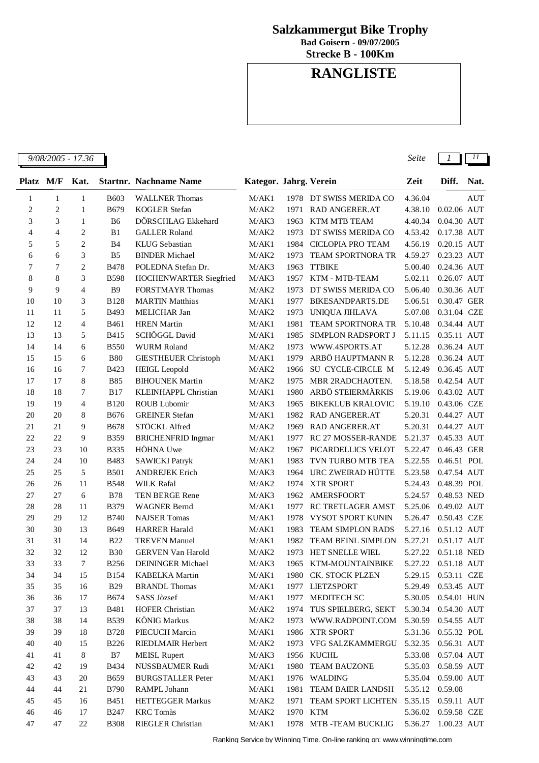# Salzkammergut Bike Trophy

**Bad Goisern - 09/07/2005**

**Strecke B - 100Km**

## RANGLISTE

*9/08/2005 - 17.36*

| Platz | M/F | Kat. | Startnr. | Nachname Name | Kategor. | Jahrg. | Verein | Zeit | Diff. | Nat. |
|---|---|---|---|---|---|---|---|---|---|---|
| 1 | 1 | 1 | B603 | WALLNER Thomas | M/AK1 | 1978 | DT SWISS MERIDA CO | 4.36.04 | | AUT |
| 2 | 2 | 1 | B679 | KOGLER Stefan | M/AK2 | 1971 | RAD ANGERER.AT | 4.38.10 | 0.02.06 | AUT |
| 3 | 3 | 1 | B6 | DÖRSCHLAG Ekkehard | M/AK3 | 1963 | KTM MTB TEAM | 4.40.34 | 0.04.30 | AUT |
| 4 | 4 | 2 | B1 | GALLER Roland | M/AK2 | 1973 | DT SWISS MERIDA CO | 4.53.42 | 0.17.38 | AUT |
| 5 | 5 | 2 | B4 | KLUG Sebastian | M/AK1 | 1984 | CICLOPIA PRO TEAM | 4.56.19 | 0.20.15 | AUT |
| 6 | 6 | 3 | B5 | BINDER Michael | M/AK2 | 1973 | TEAM SPORTNORA TR | 4.59.27 | 0.23.23 | AUT |
| 7 | 7 | 2 | B478 | POLEDNA Stefan Dr. | M/AK3 | 1963 | TTBIKE | 5.00.40 | 0.24.36 | AUT |
| 8 | 8 | 3 | B598 | HOCHENWARTER Siegfried | M/AK3 | 1957 | KTM - MTB-TEAM | 5.02.11 | 0.26.07 | AUT |
| 9 | 9 | 4 | B9 | FORSTMAYR Thomas | M/AK2 | 1973 | DT SWISS MERIDA CO | 5.06.40 | 0.30.36 | AUT |
| 10 | 10 | 3 | B128 | MARTIN Matthias | M/AK1 | 1977 | BIKESANDPARTS.DE | 5.06.51 | 0.30.47 | GER |
| 11 | 11 | 5 | B493 | MELICHAR Jan | M/AK2 | 1973 | UNIQUA JIHLAVA | 5.07.08 | 0.31.04 | CZE |
| 12 | 12 | 4 | B461 | HREN Martin | M/AK1 | 1981 | TEAM SPORTNORA TR | 5.10.48 | 0.34.44 | AUT |
| 13 | 13 | 5 | B415 | SCHÖGGL David | M/AK1 | 1985 | SIMPLON RADSPORT J | 5.11.15 | 0.35.11 | AUT |
| 14 | 14 | 6 | B550 | WURM Roland | M/AK2 | 1973 | WWW.4SPORTS.AT | 5.12.28 | 0.36.24 | AUT |
| 15 | 15 | 6 | B80 | GIESTHEUER Christoph | M/AK1 | 1979 | ARBÖ HAUPTMANN R | 5.12.28 | 0.36.24 | AUT |
| 16 | 16 | 7 | B423 | HEIGL Leopold | M/AK2 | 1966 | SU CYCLE-CIRCLE M | 5.12.49 | 0.36.45 | AUT |
| 17 | 17 | 8 | B85 | BIHOUNEK Martin | M/AK2 | 1975 | MBR 2RADCHAOTEN. | 5.18.58 | 0.42.54 | AUT |
| 18 | 18 | 7 | B17 | KLEINHAPPL Christian | M/AK1 | 1980 | ARBÖ STEIERMÄRKIS | 5.19.06 | 0.43.02 | AUT |
| 19 | 19 | 4 | B120 | ROUB Lubomir | M/AK3 | 1965 | BIKEKLUB KRALOVIC | 5.19.10 | 0.43.06 | CZE |
| 20 | 20 | 8 | B676 | GREINER Stefan | M/AK1 | 1982 | RAD ANGERER.AT | 5.20.31 | 0.44.27 | AUT |
| 21 | 21 | 9 | B678 | STÖCKL Alfred | M/AK2 | 1969 | RAD ANGERER.AT | 5.20.31 | 0.44.27 | AUT |
| 22 | 22 | 9 | B359 | BRICHENFRID Ingmar | M/AK1 | 1977 | RC 27 MOSSER-RANDE | 5.21.37 | 0.45.33 | AUT |
| 23 | 23 | 10 | B335 | HÖHNA Uwe | M/AK2 | 1967 | PICARDELLICS VELOT | 5.22.47 | 0.46.43 | GER |
| 24 | 24 | 10 | B483 | SAWICKI Patryk | M/AK1 | 1983 | TVN TURBO MTB TEA | 5.22.55 | 0.46.51 | POL |
| 25 | 25 | 5 | B501 | ANDREJEK Erich | M/AK3 | 1964 | URC ZWEIRAD HÜTTE | 5.23.58 | 0.47.54 | AUT |
| 26 | 26 | 11 | B548 | WILK Rafal | M/AK2 | 1974 | XTR SPORT | 5.24.43 | 0.48.39 | POL |
| 27 | 27 | 6 | B78 | TEN BERGE Rene | M/AK3 | 1962 | AMERSFOORT | 5.24.57 | 0.48.53 | NED |
| 28 | 28 | 11 | B379 | WAGNER Bernd | M/AK1 | 1977 | RC TRETLAGER AMST | 5.25.06 | 0.49.02 | AUT |
| 29 | 29 | 12 | B740 | NAJSER Tomas | M/AK1 | 1978 | VYSOT SPORT KUNIN | 5.26.47 | 0.50.43 | CZE |
| 30 | 30 | 13 | B649 | HARRER Harald | M/AK1 | 1983 | TEAM SIMPLON RADS | 5.27.16 | 0.51.12 | AUT |
| 31 | 31 | 14 | B22 | TREVEN Manuel | M/AK1 | 1982 | TEAM BEINL SIMPLON | 5.27.21 | 0.51.17 | AUT |
| 32 | 32 | 12 | B30 | GERVEN Van Harold | M/AK2 | 1973 | HET SNELLE WIEL | 5.27.22 | 0.51.18 | NED |
| 33 | 33 | 7 | B256 | DEININGER Michael | M/AK3 | 1965 | KTM-MOUNTAINBIKE | 5.27.22 | 0.51.18 | AUT |
| 34 | 34 | 15 | B154 | KABELKA Martin | M/AK1 | 1980 | CK. STOCK PLZEN | 5.29.15 | 0.53.11 | CZE |
| 35 | 35 | 16 | B29 | BRANDL Thomas | M/AK1 | 1977 | LIETZSPORT | 5.29.49 | 0.53.45 | AUT |
| 36 | 36 | 17 | B674 | SASS Jòzsef | M/AK1 | 1977 | MEDITECH SC | 5.30.05 | 0.54.01 | HUN |
| 37 | 37 | 13 | B481 | HOFER Christian | M/AK2 | 1974 | TUS SPIELBERG, SEKT | 5.30.34 | 0.54.30 | AUT |
| 38 | 38 | 14 | B539 | KÖNIG Markus | M/AK2 | 1973 | WWW.RADPOINT.COM | 5.30.59 | 0.54.55 | AUT |
| 39 | 39 | 18 | B728 | PIECUCH Marcin | M/AK1 | 1986 | XTR SPORT | 5.31.36 | 0.55.32 | POL |
| 40 | 40 | 15 | B226 | RIEDLMAIR Herbert | M/AK2 | 1973 | VFG SALZKAMMERGU | 5.32.35 | 0.56.31 | AUT |
| 41 | 41 | 8 | B7 | MEISL Rupert | M/AK3 | 1956 | KUCHL | 5.33.08 | 0.57.04 | AUT |
| 42 | 42 | 19 | B434 | NUSSBAUMER Rudi | M/AK1 | 1980 | TEAM BAUZONE | 5.35.03 | 0.58.59 | AUT |
| 43 | 43 | 20 | B659 | BURGSTALLER Peter | M/AK1 | 1976 | WALDING | 5.35.04 | 0.59.00 | AUT |
| 44 | 44 | 21 | B790 | RAMPL Johann | M/AK1 | 1981 | TEAM BAIER LANDSH | 5.35.12 | 0.59.08 | |
| 45 | 45 | 16 | B451 | HETTEGGER Markus | M/AK2 | 1971 | TEAM SPORT LICHTEN | 5.35.15 | 0.59.11 | AUT |
| 46 | 46 | 17 | B247 | KRC Tomàs | M/AK2 | 1970 | KTM | 5.36.02 | 0.59.58 | CZE |
| 47 | 47 | 22 | B308 | RIEGLER Christian | M/AK1 | 1978 | MTB -TEAM BUCKLIG | 5.36.27 | 1.00.23 | AUT |

Ranking Service by Winning Time. On-line ranking on: www.winningtime.com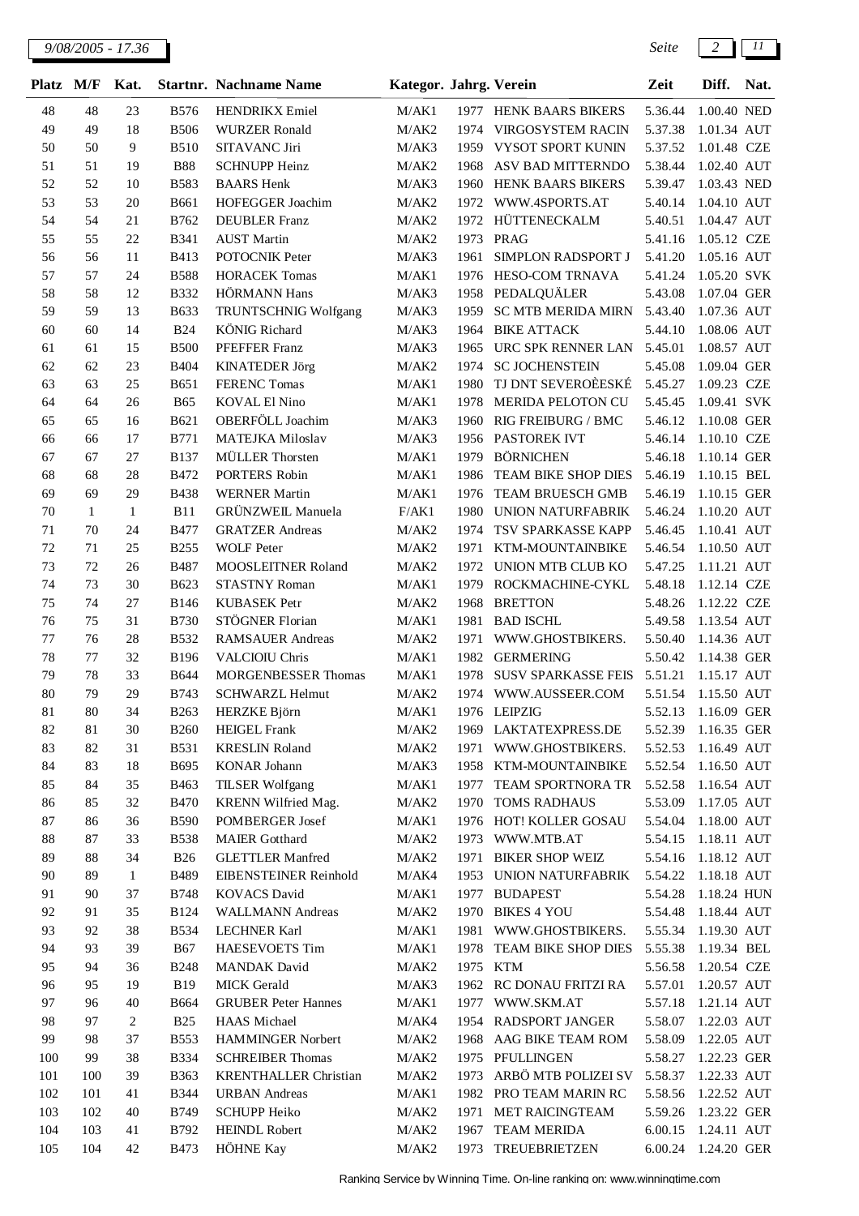| Platz | M/F | Kat. | Startnr. | Nachname Name | Kategor. | Jahrg. | Verein | Zeit | Diff. | Nat. |
|---|---|---|---|---|---|---|---|---|---|---|
| 48 | 48 | 23 | B576 | HENDRIKX Emiel | M/AK1 | 1977 | HENK BAARS BIKERS | 5.36.44 | 1.00.40 | NED |
| 49 | 49 | 18 | B506 | WURZER Ronald | M/AK2 | 1974 | VIRGOSYSTEM RACIN | 5.37.38 | 1.01.34 | AUT |
| 50 | 50 | 9 | B510 | SITAVANC Jiri | M/AK3 | 1959 | VYSOT SPORT KUNIN | 5.37.52 | 1.01.48 | CZE |
| 51 | 51 | 19 | B88 | SCHNUPP Heinz | M/AK2 | 1968 | ASV BAD MITTERNDO | 5.38.44 | 1.02.40 | AUT |
| 52 | 52 | 10 | B583 | BAARS Henk | M/AK3 | 1960 | HENK BAARS BIKERS | 5.39.47 | 1.03.43 | NED |
| 53 | 53 | 20 | B661 | HOFEGGER Joachim | M/AK2 | 1972 | WWW.4SPORTS.AT | 5.40.14 | 1.04.10 | AUT |
| 54 | 54 | 21 | B762 | DEUBLER Franz | M/AK2 | 1972 | HÜTTENECKALM | 5.40.51 | 1.04.47 | AUT |
| 55 | 55 | 22 | B341 | AUST Martin | M/AK2 | 1973 | PRAG | 5.41.16 | 1.05.12 | CZE |
| 56 | 56 | 11 | B413 | POTOCNIK Peter | M/AK3 | 1961 | SIMPLON RADSPORT J | 5.41.20 | 1.05.16 | AUT |
| 57 | 57 | 24 | B588 | HORACEK Tomas | M/AK1 | 1976 | HESO-COM TRNAVA | 5.41.24 | 1.05.20 | SVK |
| 58 | 58 | 12 | B332 | HÖRMANN Hans | M/AK3 | 1958 | PEDALQUÄLER | 5.43.08 | 1.07.04 | GER |
| 59 | 59 | 13 | B633 | TRUNTSCHNIG Wolfgang | M/AK3 | 1959 | SC MTB MERIDA MIRN | 5.43.40 | 1.07.36 | AUT |
| 60 | 60 | 14 | B24 | KÖNIG Richard | M/AK3 | 1964 | BIKE ATTACK | 5.44.10 | 1.08.06 | AUT |
| 61 | 61 | 15 | B500 | PFEFFER Franz | M/AK3 | 1965 | URC SPK RENNER LAN | 5.45.01 | 1.08.57 | AUT |
| 62 | 62 | 23 | B404 | KINATEDER Jörg | M/AK2 | 1974 | SC JOCHENSTEIN | 5.45.08 | 1.09.04 | GER |
| 63 | 63 | 25 | B651 | FERENC Tomas | M/AK1 | 1980 | TJ DNT SEVEROÈESKÉ | 5.45.27 | 1.09.23 | CZE |
| 64 | 64 | 26 | B65 | KOVAL El Nino | M/AK1 | 1978 | MERIDA PELOTON CU | 5.45.45 | 1.09.41 | SVK |
| 65 | 65 | 16 | B621 | OBERFÖLL Joachim | M/AK3 | 1960 | RIG FREIBURG / BMC | 5.46.12 | 1.10.08 | GER |
| 66 | 66 | 17 | B771 | MATEJKA Miloslav | M/AK3 | 1956 | PASTOREK IVT | 5.46.14 | 1.10.10 | CZE |
| 67 | 67 | 27 | B137 | MÜLLER Thorsten | M/AK1 | 1979 | BÖRNICHEN | 5.46.18 | 1.10.14 | GER |
| 68 | 68 | 28 | B472 | PORTERS Robin | M/AK1 | 1986 | TEAM BIKE SHOP DIES | 5.46.19 | 1.10.15 | BEL |
| 69 | 69 | 29 | B438 | WERNER Martin | M/AK1 | 1976 | TEAM BRUESCH GMB | 5.46.19 | 1.10.15 | GER |
| 70 | 1 | 1 | B11 | GRÜNZWEIL Manuela | F/AK1 | 1980 | UNION NATURFABRIK | 5.46.24 | 1.10.20 | AUT |
| 71 | 70 | 24 | B477 | GRATZER Andreas | M/AK2 | 1974 | TSV SPARKASSE KAPP | 5.46.45 | 1.10.41 | AUT |
| 72 | 71 | 25 | B255 | WOLF Peter | M/AK2 | 1971 | KTM-MOUNTAINBIKE | 5.46.54 | 1.10.50 | AUT |
| 73 | 72 | 26 | B487 | MOOSLEITNER Roland | M/AK2 | 1972 | UNION MTB CLUB KO | 5.47.25 | 1.11.21 | AUT |
| 74 | 73 | 30 | B623 | STASTNY Roman | M/AK1 | 1979 | ROCKMACHINE-CYKL | 5.48.18 | 1.12.14 | CZE |
| 75 | 74 | 27 | B146 | KUBASEK Petr | M/AK2 | 1968 | BRETTON | 5.48.26 | 1.12.22 | CZE |
| 76 | 75 | 31 | B730 | STÖGNER Florian | M/AK1 | 1981 | BAD ISCHL | 5.49.58 | 1.13.54 | AUT |
| 77 | 76 | 28 | B532 | RAMSAUER Andreas | M/AK2 | 1971 | WWW.GHOSTBIKERS. | 5.50.40 | 1.14.36 | AUT |
| 78 | 77 | 32 | B196 | VALCIOIU Chris | M/AK1 | 1982 | GERMERING | 5.50.42 | 1.14.38 | GER |
| 79 | 78 | 33 | B644 | MORGENBESSER Thomas | M/AK1 | 1978 | SUSV SPARKASSE FEIS | 5.51.21 | 1.15.17 | AUT |
| 80 | 79 | 29 | B743 | SCHWARZL Helmut | M/AK2 | 1974 | WWW.AUSSEER.COM | 5.51.54 | 1.15.50 | AUT |
| 81 | 80 | 34 | B263 | HERZKE Björn | M/AK1 | 1976 | LEIPZIG | 5.52.13 | 1.16.09 | GER |
| 82 | 81 | 30 | B260 | HEIGEL Frank | M/AK2 | 1969 | LAKTATEXPRESS.DE | 5.52.39 | 1.16.35 | GER |
| 83 | 82 | 31 | B531 | KRESLIN Roland | M/AK2 | 1971 | WWW.GHOSTBIKERS. | 5.52.53 | 1.16.49 | AUT |
| 84 | 83 | 18 | B695 | KONAR Johann | M/AK3 | 1958 | KTM-MOUNTAINBIKE | 5.52.54 | 1.16.50 | AUT |
| 85 | 84 | 35 | B463 | TILSER Wolfgang | M/AK1 | 1977 | TEAM SPORTNORA TR | 5.52.58 | 1.16.54 | AUT |
| 86 | 85 | 32 | B470 | KRENN Wilfried Mag. | M/AK2 | 1970 | TOMS RADHAUS | 5.53.09 | 1.17.05 | AUT |
| 87 | 86 | 36 | B590 | POMBERGER Josef | M/AK1 | 1976 | HOT! KOLLER GOSAU | 5.54.04 | 1.18.00 | AUT |
| 88 | 87 | 33 | B538 | MAIER Gotthard | M/AK2 | 1973 | WWW.MTB.AT | 5.54.15 | 1.18.11 | AUT |
| 89 | 88 | 34 | B26 | GLETTLER Manfred | M/AK2 | 1971 | BIKER SHOP WEIZ | 5.54.16 | 1.18.12 | AUT |
| 90 | 89 | 1 | B489 | EIBENSTEINER Reinhold | M/AK4 | 1953 | UNION NATURFABRIK | 5.54.22 | 1.18.18 | AUT |
| 91 | 90 | 37 | B748 | KOVACS David | M/AK1 | 1977 | BUDAPEST | 5.54.28 | 1.18.24 | HUN |
| 92 | 91 | 35 | B124 | WALLMANN Andreas | M/AK2 | 1970 | BIKES 4 YOU | 5.54.48 | 1.18.44 | AUT |
| 93 | 92 | 38 | B534 | LECHNER Karl | M/AK1 | 1981 | WWW.GHOSTBIKERS. | 5.55.34 | 1.19.30 | AUT |
| 94 | 93 | 39 | B67 | HAESEVOETS Tim | M/AK1 | 1978 | TEAM BIKE SHOP DIES | 5.55.38 | 1.19.34 | BEL |
| 95 | 94 | 36 | B248 | MANDAK David | M/AK2 | 1975 | KTM | 5.56.58 | 1.20.54 | CZE |
| 96 | 95 | 19 | B19 | MICK Gerald | M/AK3 | 1962 | RC DONAU FRITZI RA | 5.57.01 | 1.20.57 | AUT |
| 97 | 96 | 40 | B664 | GRUBER Peter Hannes | M/AK1 | 1977 | WWW.SKM.AT | 5.57.18 | 1.21.14 | AUT |
| 98 | 97 | 2 | B25 | HAAS Michael | M/AK4 | 1954 | RADSPORT JANGER | 5.58.07 | 1.22.03 | AUT |
| 99 | 98 | 37 | B553 | HAMMINGER Norbert | M/AK2 | 1968 | AAG BIKE TEAM ROM | 5.58.09 | 1.22.05 | AUT |
| 100 | 99 | 38 | B334 | SCHREIBER Thomas | M/AK2 | 1975 | PFULLINGEN | 5.58.27 | 1.22.23 | GER |
| 101 | 100 | 39 | B363 | KRENTHALLER Christian | M/AK2 | 1973 | ARBÖ MTB POLIZEI SV | 5.58.37 | 1.22.33 | AUT |
| 102 | 101 | 41 | B344 | URBAN Andreas | M/AK1 | 1982 | PRO TEAM MARIN RC | 5.58.56 | 1.22.52 | AUT |
| 103 | 102 | 40 | B749 | SCHUPP Heiko | M/AK2 | 1971 | MET RAICINGTEAM | 5.59.26 | 1.23.22 | GER |
| 104 | 103 | 41 | B792 | HEINDL Robert | M/AK2 | 1967 | TEAM MERIDA | 6.00.15 | 1.24.11 | AUT |
| 105 | 104 | 42 | B473 | HÖHNE Kay | M/AK2 | 1973 | TREUEBRIETZEN | 6.00.24 | 1.24.20 | GER |

Ranking Service by Winning Time. On-line ranking on: www.winningtime.com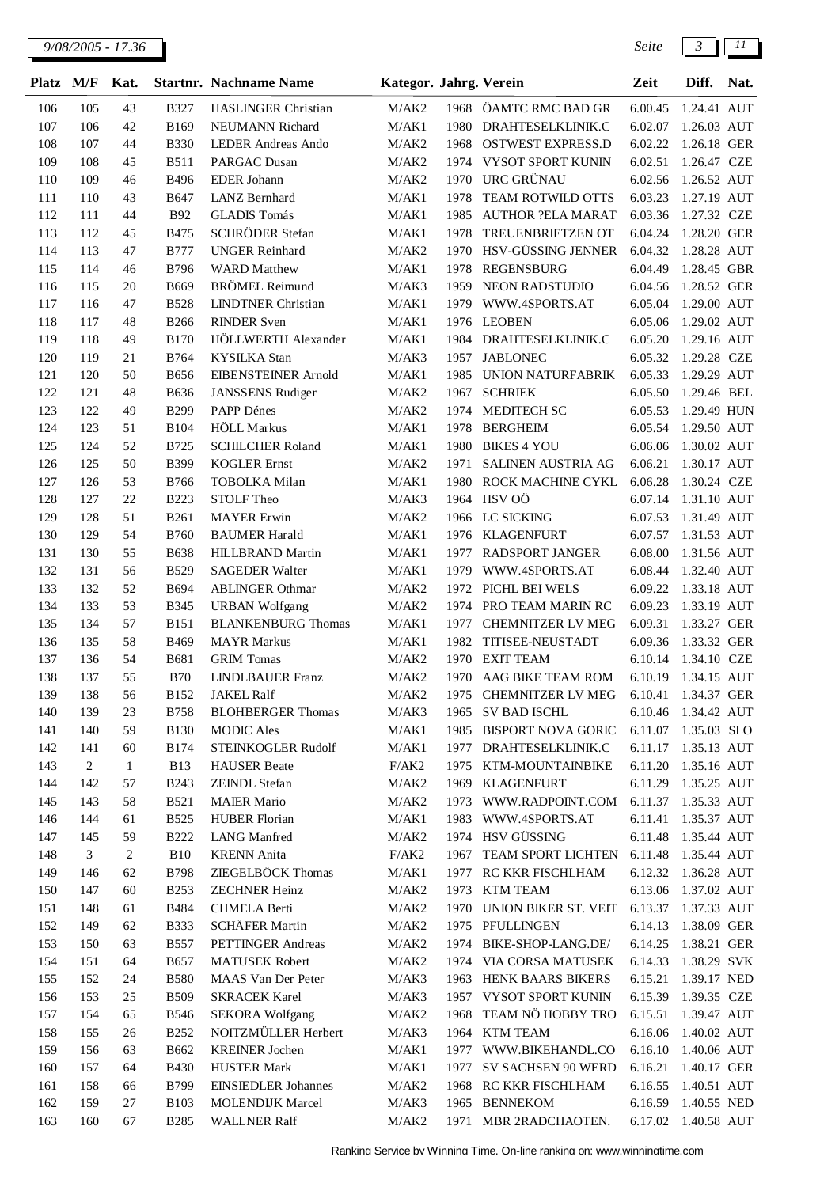| Platz | M/F | Kat. | Startnr. | Nachname Name | Kategor. | Jahrg. | Verein | Zeit | Diff. | Nat. |
|---|---|---|---|---|---|---|---|---|---|---|
| 106 | 105 | 43 | B327 | HASLINGER Christian | M/AK2 | 1968 | ÖAMTC RMC BAD GR | 6.00.45 | 1.24.41 | AUT |
| 107 | 106 | 42 | B169 | NEUMANN Richard | M/AK1 | 1980 | DRAHTESELKLINIK.C | 6.02.07 | 1.26.03 | AUT |
| 108 | 107 | 44 | B330 | LEDER Andreas Ando | M/AK2 | 1968 | OSTWEST EXPRESS.D | 6.02.22 | 1.26.18 | GER |
| 109 | 108 | 45 | B511 | PARGAC Dusan | M/AK2 | 1974 | VYSOT SPORT KUNIN | 6.02.51 | 1.26.47 | CZE |
| 110 | 109 | 46 | B496 | EDER Johann | M/AK2 | 1970 | URC GRÜNAU | 6.02.56 | 1.26.52 | AUT |
| 111 | 110 | 43 | B647 | LANZ Bernhard | M/AK1 | 1978 | TEAM ROTWILD OTTS | 6.03.23 | 1.27.19 | AUT |
| 112 | 111 | 44 | B92 | GLADIS Tomás | M/AK1 | 1985 | AUTHOR ?ELA MARAT | 6.03.36 | 1.27.32 | CZE |
| 113 | 112 | 45 | B475 | SCHRÖDER Stefan | M/AK1 | 1978 | TREUENBRIETZEN OT | 6.04.24 | 1.28.20 | GER |
| 114 | 113 | 47 | B777 | UNGER Reinhard | M/AK2 | 1970 | HSV-GÜSSING JENNER | 6.04.32 | 1.28.28 | AUT |
| 115 | 114 | 46 | B796 | WARD Matthew | M/AK1 | 1978 | REGENSBURG | 6.04.49 | 1.28.45 | GBR |
| 116 | 115 | 20 | B669 | BRÖMEL Reimund | M/AK3 | 1959 | NEON RADSTUDIO | 6.04.56 | 1.28.52 | GER |
| 117 | 116 | 47 | B528 | LINDTNER Christian | M/AK1 | 1979 | WWW.4SPORTS.AT | 6.05.04 | 1.29.00 | AUT |
| 118 | 117 | 48 | B266 | RINDER Sven | M/AK1 | 1976 | LEOBEN | 6.05.06 | 1.29.02 | AUT |
| 119 | 118 | 49 | B170 | HÖLLWERTH Alexander | M/AK1 | 1984 | DRAHTESELKLINIK.C | 6.05.20 | 1.29.16 | AUT |
| 120 | 119 | 21 | B764 | KYSILKA Stan | M/AK3 | 1957 | JABLONEC | 6.05.32 | 1.29.28 | CZE |
| 121 | 120 | 50 | B656 | EIBENSTEINER Arnold | M/AK1 | 1985 | UNION NATURFABRIK | 6.05.33 | 1.29.29 | AUT |
| 122 | 121 | 48 | B636 | JANSSENS Rudiger | M/AK2 | 1967 | SCHRIEK | 6.05.50 | 1.29.46 | BEL |
| 123 | 122 | 49 | B299 | PAPP Dénes | M/AK2 | 1974 | MEDITECH SC | 6.05.53 | 1.29.49 | HUN |
| 124 | 123 | 51 | B104 | HÖLL Markus | M/AK1 | 1978 | BERGHEIM | 6.05.54 | 1.29.50 | AUT |
| 125 | 124 | 52 | B725 | SCHILCHER Roland | M/AK1 | 1980 | BIKES 4 YOU | 6.06.06 | 1.30.02 | AUT |
| 126 | 125 | 50 | B399 | KOGLER Ernst | M/AK2 | 1971 | SALINEN AUSTRIA AG | 6.06.21 | 1.30.17 | AUT |
| 127 | 126 | 53 | B766 | TOBOLKA Milan | M/AK1 | 1980 | ROCK MACHINE CYKL | 6.06.28 | 1.30.24 | CZE |
| 128 | 127 | 22 | B223 | STOLF Theo | M/AK3 | 1964 | HSV OÖ | 6.07.14 | 1.31.10 | AUT |
| 129 | 128 | 51 | B261 | MAYER Erwin | M/AK2 | 1966 | LC SICKING | 6.07.53 | 1.31.49 | AUT |
| 130 | 129 | 54 | B760 | BAUMER Harald | M/AK1 | 1976 | KLAGENFURT | 6.07.57 | 1.31.53 | AUT |
| 131 | 130 | 55 | B638 | HILLBRAND Martin | M/AK1 | 1977 | RADSPORT JANGER | 6.08.00 | 1.31.56 | AUT |
| 132 | 131 | 56 | B529 | SAGEDER Walter | M/AK1 | 1979 | WWW.4SPORTS.AT | 6.08.44 | 1.32.40 | AUT |
| 133 | 132 | 52 | B694 | ABLINGER Othmar | M/AK2 | 1972 | PICHL BEI WELS | 6.09.22 | 1.33.18 | AUT |
| 134 | 133 | 53 | B345 | URBAN Wolfgang | M/AK2 | 1974 | PRO TEAM MARIN RC | 6.09.23 | 1.33.19 | AUT |
| 135 | 134 | 57 | B151 | BLANKENBURG Thomas | M/AK1 | 1977 | CHEMNITZER LV MEG | 6.09.31 | 1.33.27 | GER |
| 136 | 135 | 58 | B469 | MAYR Markus | M/AK1 | 1982 | TITISEE-NEUSTADT | 6.09.36 | 1.33.32 | GER |
| 137 | 136 | 54 | B681 | GRIM Tomas | M/AK2 | 1970 | EXIT TEAM | 6.10.14 | 1.34.10 | CZE |
| 138 | 137 | 55 | B70 | LINDLBAUER Franz | M/AK2 | 1970 | AAG BIKE TEAM ROM | 6.10.19 | 1.34.15 | AUT |
| 139 | 138 | 56 | B152 | JAKEL Ralf | M/AK2 | 1975 | CHEMNITZER LV MEG | 6.10.41 | 1.34.37 | GER |
| 140 | 139 | 23 | B758 | BLOHBERGER Thomas | M/AK3 | 1965 | SV BAD ISCHL | 6.10.46 | 1.34.42 | AUT |
| 141 | 140 | 59 | B130 | MODIC Ales | M/AK1 | 1985 | BISPORT NOVA GORIC | 6.11.07 | 1.35.03 | SLO |
| 142 | 141 | 60 | B174 | STEINKOGLER Rudolf | M/AK1 | 1977 | DRAHTESELKLINIK.C | 6.11.17 | 1.35.13 | AUT |
| 143 | 2 | 1 | B13 | HAUSER Beate | F/AK2 | 1975 | KTM-MOUNTAINBIKE | 6.11.20 | 1.35.16 | AUT |
| 144 | 142 | 57 | B243 | ZEINDL Stefan | M/AK2 | 1969 | KLAGENFURT | 6.11.29 | 1.35.25 | AUT |
| 145 | 143 | 58 | B521 | MAIER Mario | M/AK2 | 1973 | WWW.RADPOINT.COM | 6.11.37 | 1.35.33 | AUT |
| 146 | 144 | 61 | B525 | HUBER Florian | M/AK1 | 1983 | WWW.4SPORTS.AT | 6.11.41 | 1.35.37 | AUT |
| 147 | 145 | 59 | B222 | LANG Manfred | M/AK2 | 1974 | HSV GÜSSING | 6.11.48 | 1.35.44 | AUT |
| 148 | 3 | 2 | B10 | KRENN Anita | F/AK2 | 1967 | TEAM SPORT LICHTEN | 6.11.48 | 1.35.44 | AUT |
| 149 | 146 | 62 | B798 | ZIEGELBÖCK Thomas | M/AK1 | 1977 | RC KKR FISCHLHAM | 6.12.32 | 1.36.28 | AUT |
| 150 | 147 | 60 | B253 | ZECHNER Heinz | M/AK2 | 1973 | KTM TEAM | 6.13.06 | 1.37.02 | AUT |
| 151 | 148 | 61 | B484 | CHMELA Berti | M/AK2 | 1970 | UNION BIKER ST. VEIT | 6.13.37 | 1.37.33 | AUT |
| 152 | 149 | 62 | B333 | SCHÄFER Martin | M/AK2 | 1975 | PFULLINGEN | 6.14.13 | 1.38.09 | GER |
| 153 | 150 | 63 | B557 | PETTINGER Andreas | M/AK2 | 1974 | BIKE-SHOP-LANG.DE/ | 6.14.25 | 1.38.21 | GER |
| 154 | 151 | 64 | B657 | MATUSEK Robert | M/AK2 | 1974 | VIA CORSA MATUSEK | 6.14.33 | 1.38.29 | SVK |
| 155 | 152 | 24 | B580 | MAAS Van Der Peter | M/AK3 | 1963 | HENK BAARS BIKERS | 6.15.21 | 1.39.17 | NED |
| 156 | 153 | 25 | B509 | SKRACEK Karel | M/AK3 | 1957 | VYSOT SPORT KUNIN | 6.15.39 | 1.39.35 | CZE |
| 157 | 154 | 65 | B546 | SEKORA Wolfgang | M/AK2 | 1968 | TEAM NÖ HOBBY TRO | 6.15.51 | 1.39.47 | AUT |
| 158 | 155 | 26 | B252 | NOITZMÜLLER Herbert | M/AK3 | 1964 | KTM TEAM | 6.16.06 | 1.40.02 | AUT |
| 159 | 156 | 63 | B662 | KREINER Jochen | M/AK1 | 1977 | WWW.BIKEHANDL.CO | 6.16.10 | 1.40.06 | AUT |
| 160 | 157 | 64 | B430 | HUSTER Mark | M/AK1 | 1977 | SV SACHSEN 90 WERD | 6.16.21 | 1.40.17 | GER |
| 161 | 158 | 66 | B799 | EINSIEDLER Johannes | M/AK2 | 1968 | RC KKR FISCHLHAM | 6.16.55 | 1.40.51 | AUT |
| 162 | 159 | 27 | B103 | MOLENDIJK Marcel | M/AK3 | 1965 | BENNEKOM | 6.16.59 | 1.40.55 | NED |
| 163 | 160 | 67 | B285 | WALLNER Ralf | M/AK2 | 1971 | MBR 2RADCHAOTEN. | 6.17.02 | 1.40.58 | AUT |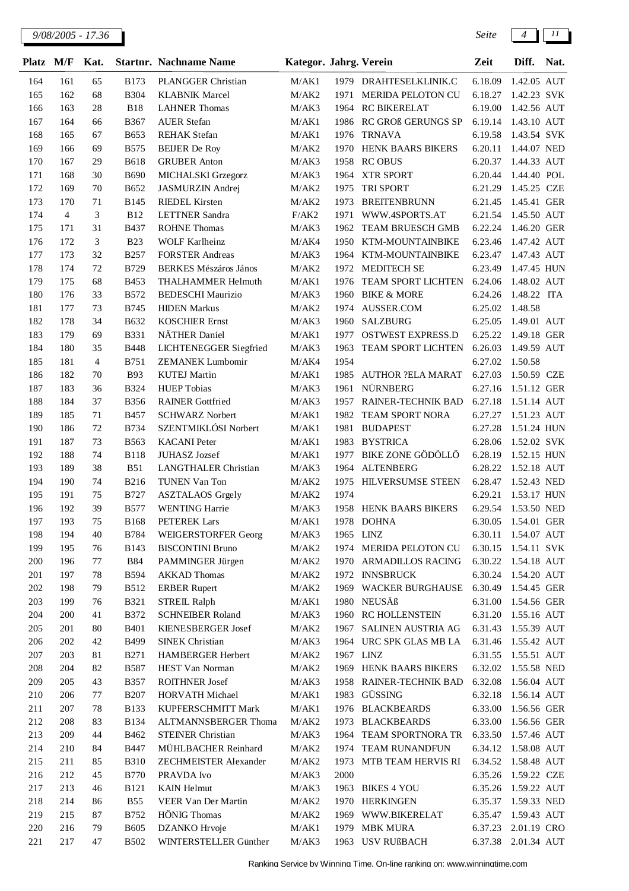| Platz | M/F | Kat. | Startnr. | Nachname Name | Kategor. | Jahrg. | Verein | Zeit | Diff. | Nat. |
|---|---|---|---|---|---|---|---|---|---|---|
| 164 | 161 | 65 | B173 | PLANGGER Christian | M/AK1 | 1979 | DRAHTESELKLINIK.C | 6.18.09 | 1.42.05 | AUT |
| 165 | 162 | 68 | B304 | KLABNIK Marcel | M/AK2 | 1971 | MERIDA PELOTON CU | 6.18.27 | 1.42.23 | SVK |
| 166 | 163 | 28 | B18 | LAHNER Thomas | M/AK3 | 1964 | RC BIKEREI.AT | 6.19.00 | 1.42.56 | AUT |
| 167 | 164 | 66 | B367 | AUER Stefan | M/AK1 | 1986 | RC GROß GERUNGS SP | 6.19.14 | 1.43.10 | AUT |
| 168 | 165 | 67 | B653 | REHAK Stefan | M/AK1 | 1976 | TRNAVA | 6.19.58 | 1.43.54 | SVK |
| 169 | 166 | 69 | B575 | BEIJER De Roy | M/AK2 | 1970 | HENK BAARS BIKERS | 6.20.11 | 1.44.07 | NED |
| 170 | 167 | 29 | B618 | GRUBER Anton | M/AK3 | 1958 | RC OBUS | 6.20.37 | 1.44.33 | AUT |
| 171 | 168 | 30 | B690 | MICHALSKI Grzegorz | M/AK3 | 1964 | XTR SPORT | 6.20.44 | 1.44.40 | POL |
| 172 | 169 | 70 | B652 | JASMURZIN Andrej | M/AK2 | 1975 | TRI SPORT | 6.21.29 | 1.45.25 | CZE |
| 173 | 170 | 71 | B145 | RIEDEL Kirsten | M/AK2 | 1973 | BREITENBRUNN | 6.21.45 | 1.45.41 | GER |
| 174 | 4 | 3 | B12 | LETTNER Sandra | F/AK2 | 1971 | WWW.4SPORTS.AT | 6.21.54 | 1.45.50 | AUT |
| 175 | 171 | 31 | B437 | ROHNE Thomas | M/AK3 | 1962 | TEAM BRUESCH GMB | 6.22.24 | 1.46.20 | GER |
| 176 | 172 | 3 | B23 | WOLF Karlheinz | M/AK4 | 1950 | KTM-MOUNTAINBIKE | 6.23.46 | 1.47.42 | AUT |
| 177 | 173 | 32 | B257 | FORSTER Andreas | M/AK3 | 1964 | KTM-MOUNTAINBIKE | 6.23.47 | 1.47.43 | AUT |
| 178 | 174 | 72 | B729 | BERKES Mészáros János | M/AK2 | 1972 | MEDITECH SE | 6.23.49 | 1.47.45 | HUN |
| 179 | 175 | 68 | B453 | THALHAMMER Helmuth | M/AK1 | 1976 | TEAM SPORT LICHTEN | 6.24.06 | 1.48.02 | AUT |
| 180 | 176 | 33 | B572 | BEDESCHI Maurizio | M/AK3 | 1960 | BIKE & MORE | 6.24.26 | 1.48.22 | ITA |
| 181 | 177 | 73 | B745 | HIDEN Markus | M/AK2 | 1974 | AUSSER.COM | 6.25.02 | 1.48.58 | |
| 182 | 178 | 34 | B632 | KOSCHIER Ernst | M/AK3 | 1960 | SALZBURG | 6.25.05 | 1.49.01 | AUT |
| 183 | 179 | 69 | B331 | NÄTHER Daniel | M/AK1 | 1977 | OSTWEST EXPRESS.D | 6.25.22 | 1.49.18 | GER |
| 184 | 180 | 35 | B448 | LICHTENEGGER Siegfried | M/AK3 | 1963 | TEAM SPORT LICHTEN | 6.26.03 | 1.49.59 | AUT |
| 185 | 181 | 4 | B751 | ZEMANEK Lumbomir | M/AK4 | 1954 | | 6.27.02 | 1.50.58 | |
| 186 | 182 | 70 | B93 | KUTEJ Martin | M/AK1 | 1985 | AUTHOR ?ELA MARAT | 6.27.03 | 1.50.59 | CZE |
| 187 | 183 | 36 | B324 | HUEP Tobias | M/AK3 | 1961 | NÜRNBERG | 6.27.16 | 1.51.12 | GER |
| 188 | 184 | 37 | B356 | RAINER Gottfried | M/AK3 | 1957 | RAINER-TECHNIK BAD | 6.27.18 | 1.51.14 | AUT |
| 189 | 185 | 71 | B457 | SCHWARZ Norbert | M/AK1 | 1982 | TEAM SPORT NORA | 6.27.27 | 1.51.23 | AUT |
| 190 | 186 | 72 | B734 | SZENTMIKLÓSI Norbert | M/AK1 | 1981 | BUDAPEST | 6.27.28 | 1.51.24 | HUN |
| 191 | 187 | 73 | B563 | KACANI Peter | M/AK1 | 1983 | BYSTRICA | 6.28.06 | 1.52.02 | SVK |
| 192 | 188 | 74 | B118 | JUHASZ Jozsef | M/AK1 | 1977 | BIKE ZONE GÖDÖLLÖ | 6.28.19 | 1.52.15 | HUN |
| 193 | 189 | 38 | B51 | LANGTHALER Christian | M/AK3 | 1964 | ALTENBERG | 6.28.22 | 1.52.18 | AUT |
| 194 | 190 | 74 | B216 | TUNEN Van Ton | M/AK2 | 1975 | HILVERSUMSE STEEN | 6.28.47 | 1.52.43 | NED |
| 195 | 191 | 75 | B727 | ASZTALAOS Grgely | M/AK2 | 1974 | | 6.29.21 | 1.53.17 | HUN |
| 196 | 192 | 39 | B577 | WENTING Harrie | M/AK3 | 1958 | HENK BAARS BIKERS | 6.29.54 | 1.53.50 | NED |
| 197 | 193 | 75 | B168 | PETEREK Lars | M/AK1 | 1978 | DOHNA | 6.30.05 | 1.54.01 | GER |
| 198 | 194 | 40 | B784 | WEIGERSTORFER Georg | M/AK3 | 1965 | LINZ | 6.30.11 | 1.54.07 | AUT |
| 199 | 195 | 76 | B143 | BISCONTINI Bruno | M/AK2 | 1974 | MERIDA PELOTON CU | 6.30.15 | 1.54.11 | SVK |
| 200 | 196 | 77 | B84 | PAMMINGER Jürgen | M/AK2 | 1970 | ARMADILLOS RACING | 6.30.22 | 1.54.18 | AUT |
| 201 | 197 | 78 | B594 | AKKAD Thomas | M/AK2 | 1972 | INNSBRUCK | 6.30.24 | 1.54.20 | AUT |
| 202 | 198 | 79 | B512 | ERBER Rupert | M/AK2 | 1969 | WACKER BURGHAUSE | 6.30.49 | 1.54.45 | GER |
| 203 | 199 | 76 | B321 | STREIL Ralph | M/AK1 | 1980 | NEUSÄß | 6.31.00 | 1.54.56 | GER |
| 204 | 200 | 41 | B372 | SCHNEIBER Roland | M/AK3 | 1960 | RC HOLLENSTEIN | 6.31.20 | 1.55.16 | AUT |
| 205 | 201 | 80 | B401 | KIENESBERGER Josef | M/AK2 | 1967 | SALINEN AUSTRIA AG | 6.31.43 | 1.55.39 | AUT |
| 206 | 202 | 42 | B499 | SINEK Christian | M/AK3 | 1964 | URC SPK GLAS MB LA | 6.31.46 | 1.55.42 | AUT |
| 207 | 203 | 81 | B271 | HAMBERGER Herbert | M/AK2 | 1967 | LINZ | 6.31.55 | 1.55.51 | AUT |
| 208 | 204 | 82 | B587 | HEST Van Norman | M/AK2 | 1969 | HENK BAARS BIKERS | 6.32.02 | 1.55.58 | NED |
| 209 | 205 | 43 | B357 | ROITHNER Josef | M/AK3 | 1958 | RAINER-TECHNIK BAD | 6.32.08 | 1.56.04 | AUT |
| 210 | 206 | 77 | B207 | HORVATH Michael | M/AK1 | 1983 | GÜSSING | 6.32.18 | 1.56.14 | AUT |
| 211 | 207 | 78 | B133 | KUPFERSCHMITT Mark | M/AK1 | 1976 | BLACKBEARDS | 6.33.00 | 1.56.56 | GER |
| 212 | 208 | 83 | B134 | ALTMANNSBERGER Thoma | M/AK2 | 1973 | BLACKBEARDS | 6.33.00 | 1.56.56 | GER |
| 213 | 209 | 44 | B462 | STEINER Christian | M/AK3 | 1964 | TEAM SPORTNORA TR | 6.33.50 | 1.57.46 | AUT |
| 214 | 210 | 84 | B447 | MÜHLBACHER Reinhard | M/AK2 | 1974 | TEAM RUNANDFUN | 6.34.12 | 1.58.08 | AUT |
| 215 | 211 | 85 | B310 | ZECHMEISTER Alexander | M/AK2 | 1973 | MTB TEAM HERVIS RI | 6.34.52 | 1.58.48 | AUT |
| 216 | 212 | 45 | B770 | PRAVDA Ivo | M/AK3 | 2000 | | 6.35.26 | 1.59.22 | CZE |
| 217 | 213 | 46 | B121 | KAIN Helmut | M/AK3 | 1963 | BIKES 4 YOU | 6.35.26 | 1.59.22 | AUT |
| 218 | 214 | 86 | B55 | VEER Van Der Martin | M/AK2 | 1970 | HERKINGEN | 6.35.37 | 1.59.33 | NED |
| 219 | 215 | 87 | B752 | HÖNIG Thomas | M/AK2 | 1969 | WWW.BIKEREI.AT | 6.35.47 | 1.59.43 | AUT |
| 220 | 216 | 79 | B605 | DZANKO Hrvoje | M/AK1 | 1979 | MBK MURA | 6.37.23 | 2.01.19 | CRO |
| 221 | 217 | 47 | B502 | WINTERSTELLER Günther | M/AK3 | 1963 | USV RUßBACH | 6.37.38 | 2.01.34 | AUT |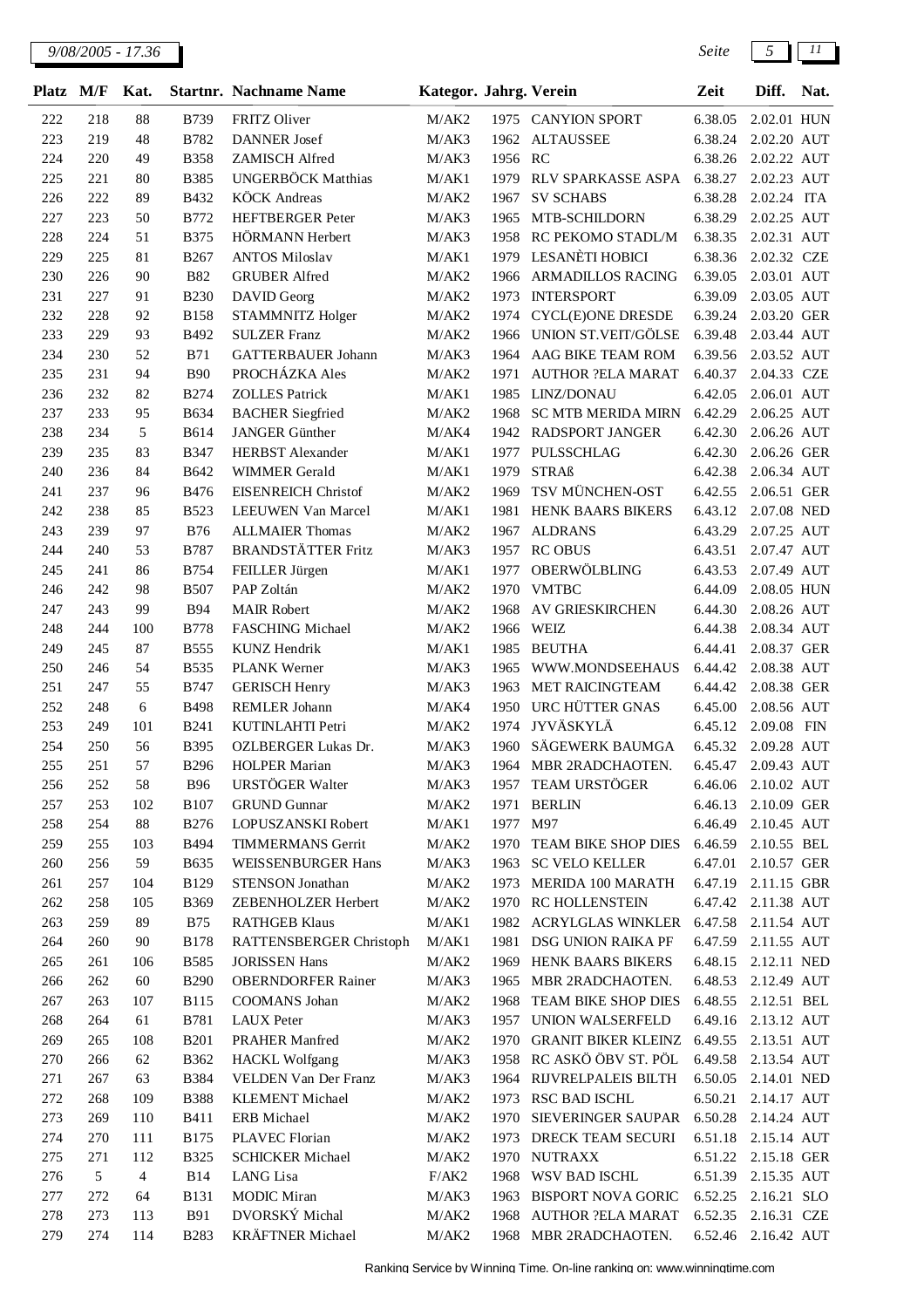| Platz | M/F | Kat. | Startnr. | Nachname Name | Kategor. | Jahrg. | Verein | Zeit | Diff. | Nat. |
|---|---|---|---|---|---|---|---|---|---|---|
| 222 | 218 | 88 | B739 | FRITZ Oliver | M/AK2 | 1975 | CANYION SPORT | 6.38.05 | 2.02.01 | HUN |
| 223 | 219 | 48 | B782 | DANNER Josef | M/AK3 | 1962 | ALTAUSSEE | 6.38.24 | 2.02.20 | AUT |
| 224 | 220 | 49 | B358 | ZAMISCH Alfred | M/AK3 | 1956 | RC | 6.38.26 | 2.02.22 | AUT |
| 225 | 221 | 80 | B385 | UNGERBÖCK Matthias | M/AK1 | 1979 | RLV SPARKASSE ASPA | 6.38.27 | 2.02.23 | AUT |
| 226 | 222 | 89 | B432 | KÖCK Andreas | M/AK2 | 1967 | SV SCHABS | 6.38.28 | 2.02.24 | ITA |
| 227 | 223 | 50 | B772 | HEFTBERGER Peter | M/AK3 | 1965 | MTB-SCHILDORN | 6.38.29 | 2.02.25 | AUT |
| 228 | 224 | 51 | B375 | HÖRMANN Herbert | M/AK3 | 1958 | RC PEKOMO STADL/M | 6.38.35 | 2.02.31 | AUT |
| 229 | 225 | 81 | B267 | ANTOS Miloslav | M/AK1 | 1979 | LESANÈTI HOBICI | 6.38.36 | 2.02.32 | CZE |
| 230 | 226 | 90 | B82 | GRUBER Alfred | M/AK2 | 1966 | ARMADILLOS RACING | 6.39.05 | 2.03.01 | AUT |
| 231 | 227 | 91 | B230 | DAVID Georg | M/AK2 | 1973 | INTERSPORT | 6.39.09 | 2.03.05 | AUT |
| 232 | 228 | 92 | B158 | STAMMNITZ Holger | M/AK2 | 1974 | CYCL(E)ONE DRESDE | 6.39.24 | 2.03.20 | GER |
| 233 | 229 | 93 | B492 | SULZER Franz | M/AK2 | 1966 | UNION ST.VEIT/GÖLSE | 6.39.48 | 2.03.44 | AUT |
| 234 | 230 | 52 | B71 | GATTERBAUER Johann | M/AK3 | 1964 | AAG BIKE TEAM ROM | 6.39.56 | 2.03.52 | AUT |
| 235 | 231 | 94 | B90 | PROCHÁZKA Ales | M/AK2 | 1971 | AUTHOR ?ELA MARAT | 6.40.37 | 2.04.33 | CZE |
| 236 | 232 | 82 | B274 | ZOLLES Patrick | M/AK1 | 1985 | LINZ/DONAU | 6.42.05 | 2.06.01 | AUT |
| 237 | 233 | 95 | B634 | BACHER Siegfried | M/AK2 | 1968 | SC MTB MERIDA MIRN | 6.42.29 | 2.06.25 | AUT |
| 238 | 234 | 5 | B614 | JANGER Günther | M/AK4 | 1942 | RADSPORT JANGER | 6.42.30 | 2.06.26 | AUT |
| 239 | 235 | 83 | B347 | HERBST Alexander | M/AK1 | 1977 | PULSSCHLAG | 6.42.30 | 2.06.26 | GER |
| 240 | 236 | 84 | B642 | WIMMER Gerald | M/AK1 | 1979 | STRAß | 6.42.38 | 2.06.34 | AUT |
| 241 | 237 | 96 | B476 | EISENREICH Christof | M/AK2 | 1969 | TSV MÜNCHEN-OST | 6.42.55 | 2.06.51 | GER |
| 242 | 238 | 85 | B523 | LEEUWEN Van Marcel | M/AK1 | 1981 | HENK BAARS BIKERS | 6.43.12 | 2.07.08 | NED |
| 243 | 239 | 97 | B76 | ALLMAIER Thomas | M/AK2 | 1967 | ALDRANS | 6.43.29 | 2.07.25 | AUT |
| 244 | 240 | 53 | B787 | BRANDSTÄTTER Fritz | M/AK3 | 1957 | RC OBUS | 6.43.51 | 2.07.47 | AUT |
| 245 | 241 | 86 | B754 | FEILLER Jürgen | M/AK1 | 1977 | OBERWÖLBLING | 6.43.53 | 2.07.49 | AUT |
| 246 | 242 | 98 | B507 | PAP Zoltán | M/AK2 | 1970 | VMTBC | 6.44.09 | 2.08.05 | HUN |
| 247 | 243 | 99 | B94 | MAIR Robert | M/AK2 | 1968 | AV GRIESKIRCHEN | 6.44.30 | 2.08.26 | AUT |
| 248 | 244 | 100 | B778 | FASCHING Michael | M/AK2 | 1966 | WEIZ | 6.44.38 | 2.08.34 | AUT |
| 249 | 245 | 87 | B555 | KUNZ Hendrik | M/AK1 | 1985 | BEUTHA | 6.44.41 | 2.08.37 | GER |
| 250 | 246 | 54 | B535 | PLANK Werner | M/AK3 | 1965 | WWW.MONDSEEHAUS | 6.44.42 | 2.08.38 | AUT |
| 251 | 247 | 55 | B747 | GERISCH Henry | M/AK3 | 1963 | MET RAICINGTEAM | 6.44.42 | 2.08.38 | GER |
| 252 | 248 | 6 | B498 | REMLER Johann | M/AK4 | 1950 | URC HÜTTER GNAS | 6.45.00 | 2.08.56 | AUT |
| 253 | 249 | 101 | B241 | KUTINLAHTI Petri | M/AK2 | 1974 | JYVÄSKYLÄ | 6.45.12 | 2.09.08 | FIN |
| 254 | 250 | 56 | B395 | OZLBERGER Lukas Dr. | M/AK3 | 1960 | SÄGEWERK BAUMGA | 6.45.32 | 2.09.28 | AUT |
| 255 | 251 | 57 | B296 | HOLPER Marian | M/AK3 | 1964 | MBR 2RADCHAOTEN. | 6.45.47 | 2.09.43 | AUT |
| 256 | 252 | 58 | B96 | URSTÖGER Walter | M/AK3 | 1957 | TEAM URSTÖGER | 6.46.06 | 2.10.02 | AUT |
| 257 | 253 | 102 | B107 | GRUND Gunnar | M/AK2 | 1971 | BERLIN | 6.46.13 | 2.10.09 | GER |
| 258 | 254 | 88 | B276 | LOPUSZANSKI Robert | M/AK1 | 1977 | M97 | 6.46.49 | 2.10.45 | AUT |
| 259 | 255 | 103 | B494 | TIMMERMANS Gerrit | M/AK2 | 1970 | TEAM BIKE SHOP DIES | 6.46.59 | 2.10.55 | BEL |
| 260 | 256 | 59 | B635 | WEISSENBURGER Hans | M/AK3 | 1963 | SC VELO KELLER | 6.47.01 | 2.10.57 | GER |
| 261 | 257 | 104 | B129 | STENSON Jonathan | M/AK2 | 1973 | MERIDA 100 MARATH | 6.47.19 | 2.11.15 | GBR |
| 262 | 258 | 105 | B369 | ZEBENHOLZER Herbert | M/AK2 | 1970 | RC HOLLENSTEIN | 6.47.42 | 2.11.38 | AUT |
| 263 | 259 | 89 | B75 | RATHGEB Klaus | M/AK1 | 1982 | ACRYLGLAS WINKLER | 6.47.58 | 2.11.54 | AUT |
| 264 | 260 | 90 | B178 | RATTENSBERGER Christoph | M/AK1 | 1981 | DSG UNION RAIKA PF | 6.47.59 | 2.11.55 | AUT |
| 265 | 261 | 106 | B585 | JORISSEN Hans | M/AK2 | 1969 | HENK BAARS BIKERS | 6.48.15 | 2.12.11 | NED |
| 266 | 262 | 60 | B290 | OBERNDORFER Rainer | M/AK3 | 1965 | MBR 2RADCHAOTEN. | 6.48.53 | 2.12.49 | AUT |
| 267 | 263 | 107 | B115 | COOMANS Johan | M/AK2 | 1968 | TEAM BIKE SHOP DIES | 6.48.55 | 2.12.51 | BEL |
| 268 | 264 | 61 | B781 | LAUX Peter | M/AK3 | 1957 | UNION WALSERFELD | 6.49.16 | 2.13.12 | AUT |
| 269 | 265 | 108 | B201 | PRAHER Manfred | M/AK2 | 1970 | GRANIT BIKER KLEINZ | 6.49.55 | 2.13.51 | AUT |
| 270 | 266 | 62 | B362 | HACKL Wolfgang | M/AK3 | 1958 | RC ASKÖ ÖBV ST. PÖL | 6.49.58 | 2.13.54 | AUT |
| 271 | 267 | 63 | B384 | VELDEN Van Der Franz | M/AK3 | 1964 | RIJVRELPALEIS BILTH | 6.50.05 | 2.14.01 | NED |
| 272 | 268 | 109 | B388 | KLEMENT Michael | M/AK2 | 1973 | RSC BAD ISCHL | 6.50.21 | 2.14.17 | AUT |
| 273 | 269 | 110 | B411 | ERB Michael | M/AK2 | 1970 | SIEVERINGER SAUPAR | 6.50.28 | 2.14.24 | AUT |
| 274 | 270 | 111 | B175 | PLAVEC Florian | M/AK2 | 1973 | DRECK TEAM SECURI | 6.51.18 | 2.15.14 | AUT |
| 275 | 271 | 112 | B325 | SCHICKER Michael | M/AK2 | 1970 | NUTRAXX | 6.51.22 | 2.15.18 | GER |
| 276 | 5 | 4 | B14 | LANG Lisa | F/AK2 | 1968 | WSV BAD ISCHL | 6.51.39 | 2.15.35 | AUT |
| 277 | 272 | 64 | B131 | MODIC Miran | M/AK3 | 1963 | BISPORT NOVA GORIC | 6.52.25 | 2.16.21 | SLO |
| 278 | 273 | 113 | B91 | DVORSKÝ Michal | M/AK2 | 1968 | AUTHOR ?ELA MARAT | 6.52.35 | 2.16.31 | CZE |
| 279 | 274 | 114 | B283 | KRÄFTNER Michael | M/AK2 | 1968 | MBR 2RADCHAOTEN. | 6.52.46 | 2.16.42 | AUT |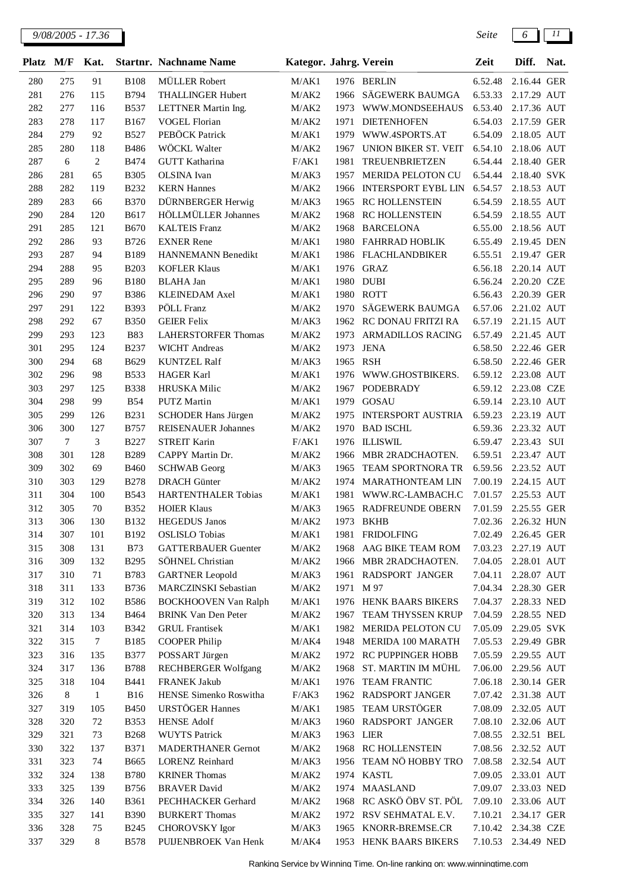| Platz | M/F | Kat. | Startnr. | Nachname Name | Kategor. | Jahrg. | Verein | Zeit | Diff. | Nat. |
|---|---|---|---|---|---|---|---|---|---|---|
| 280 | 275 | 91 | B108 | MÜLLER Robert | M/AK1 | 1976 | BERLIN | 6.52.48 | 2.16.44 | GER |
| 281 | 276 | 115 | B794 | THALLINGER Hubert | M/AK2 | 1966 | SÄGEWERK BAUMGA | 6.53.33 | 2.17.29 | AUT |
| 282 | 277 | 116 | B537 | LETTNER Martin Ing. | M/AK2 | 1973 | WWW.MONDSEEHAUS | 6.53.40 | 2.17.36 | AUT |
| 283 | 278 | 117 | B167 | VOGEL Florian | M/AK2 | 1971 | DIETENHOFEN | 6.54.03 | 2.17.59 | GER |
| 284 | 279 | 92 | B527 | PEBÖCK Patrick | M/AK1 | 1979 | WWW.4SPORTS.AT | 6.54.09 | 2.18.05 | AUT |
| 285 | 280 | 118 | B486 | WÖCKL Walter | M/AK2 | 1967 | UNION BIKER ST. VEIT | 6.54.10 | 2.18.06 | AUT |
| 287 | 6 | 2 | B474 | GUTT Katharina | F/AK1 | 1981 | TREUENBRIETZEN | 6.54.44 | 2.18.40 | GER |
| 286 | 281 | 65 | B305 | OLSINA Ivan | M/AK3 | 1957 | MERIDA PELOTON CU | 6.54.44 | 2.18.40 | SVK |
| 288 | 282 | 119 | B232 | KERN Hannes | M/AK2 | 1966 | INTERSPORT EYBL LIN | 6.54.57 | 2.18.53 | AUT |
| 289 | 283 | 66 | B370 | DÜRNBERGER Herwig | M/AK3 | 1965 | RC HOLLENSTEIN | 6.54.59 | 2.18.55 | AUT |
| 290 | 284 | 120 | B617 | HÖLLMÜLLER Johannes | M/AK2 | 1968 | RC HOLLENSTEIN | 6.54.59 | 2.18.55 | AUT |
| 291 | 285 | 121 | B670 | KALTEIS Franz | M/AK2 | 1968 | BARCELONA | 6.55.00 | 2.18.56 | AUT |
| 292 | 286 | 93 | B726 | EXNER Rene | M/AK1 | 1980 | FAHRRAD HOBLIK | 6.55.49 | 2.19.45 | DEN |
| 293 | 287 | 94 | B189 | HANNEMANN Benedikt | M/AK1 | 1986 | FLACHLANDBIKER | 6.55.51 | 2.19.47 | GER |
| 294 | 288 | 95 | B203 | KOFLER Klaus | M/AK1 | 1976 | GRAZ | 6.56.18 | 2.20.14 | AUT |
| 295 | 289 | 96 | B180 | BLAHA Jan | M/AK1 | 1980 | DUBI | 6.56.24 | 2.20.20 | CZE |
| 296 | 290 | 97 | B386 | KLEINEDAM Axel | M/AK1 | 1980 | ROTT | 6.56.43 | 2.20.39 | GER |
| 297 | 291 | 122 | B393 | PÖLL Franz | M/AK2 | 1970 | SÄGEWERK BAUMGA | 6.57.06 | 2.21.02 | AUT |
| 298 | 292 | 67 | B350 | GEIER Felix | M/AK3 | 1962 | RC DONAU FRITZI RA | 6.57.19 | 2.21.15 | AUT |
| 299 | 293 | 123 | B83 | LAHERSTORFER Thomas | M/AK2 | 1973 | ARMADILLOS RACING | 6.57.49 | 2.21.45 | AUT |
| 301 | 295 | 124 | B237 | WICHT Andreas | M/AK2 | 1973 | JENA | 6.58.50 | 2.22.46 | GER |
| 300 | 294 | 68 | B629 | KUNTZEL Ralf | M/AK3 | 1965 | RSH | 6.58.50 | 2.22.46 | GER |
| 302 | 296 | 98 | B533 | HAGER Karl | M/AK1 | 1976 | WWW.GHOSTBIKERS. | 6.59.12 | 2.23.08 | AUT |
| 303 | 297 | 125 | B338 | HRUSKA Milic | M/AK2 | 1967 | PODEBRADY | 6.59.12 | 2.23.08 | CZE |
| 304 | 298 | 99 | B54 | PUTZ Martin | M/AK1 | 1979 | GOSAU | 6.59.14 | 2.23.10 | AUT |
| 305 | 299 | 126 | B231 | SCHODER Hans Jürgen | M/AK2 | 1975 | INTERSPORT AUSTRIA | 6.59.23 | 2.23.19 | AUT |
| 306 | 300 | 127 | B757 | REISENAUER Johannes | M/AK2 | 1970 | BAD ISCHL | 6.59.36 | 2.23.32 | AUT |
| 307 | 7 | 3 | B227 | STREIT Karin | F/AK1 | 1976 | ILLISWIL | 6.59.47 | 2.23.43 | SUI |
| 308 | 301 | 128 | B289 | CAPPY Martin Dr. | M/AK2 | 1966 | MBR 2RADCHAOTEN. | 6.59.51 | 2.23.47 | AUT |
| 309 | 302 | 69 | B460 | SCHWAB Georg | M/AK3 | 1965 | TEAM SPORTNORA TR | 6.59.56 | 2.23.52 | AUT |
| 310 | 303 | 129 | B278 | DRACH Günter | M/AK2 | 1974 | MARATHONTEAM LIN | 7.00.19 | 2.24.15 | AUT |
| 311 | 304 | 100 | B543 | HARTENTHALER Tobias | M/AK1 | 1981 | WWW.RC-LAMBACH.C | 7.01.57 | 2.25.53 | AUT |
| 312 | 305 | 70 | B352 | HOIER Klaus | M/AK3 | 1965 | RADFREUNDE OBERN | 7.01.59 | 2.25.55 | GER |
| 313 | 306 | 130 | B132 | HEGEDUS Janos | M/AK2 | 1973 | BKHB | 7.02.36 | 2.26.32 | HUN |
| 314 | 307 | 101 | B192 | OSLISLO Tobias | M/AK1 | 1981 | FRIDOLFING | 7.02.49 | 2.26.45 | GER |
| 315 | 308 | 131 | B73 | GATTERBAUER Guenter | M/AK2 | 1968 | AAG BIKE TEAM ROM | 7.03.23 | 2.27.19 | AUT |
| 316 | 309 | 132 | B295 | SÖHNEL Christian | M/AK2 | 1966 | MBR 2RADCHAOTEN. | 7.04.05 | 2.28.01 | AUT |
| 317 | 310 | 71 | B783 | GARTNER Leopold | M/AK3 | 1961 | RADSPORT JANGER | 7.04.11 | 2.28.07 | AUT |
| 318 | 311 | 133 | B736 | MARCZINSKI Sebastian | M/AK2 | 1971 | M 97 | 7.04.34 | 2.28.30 | GER |
| 319 | 312 | 102 | B586 | BOCKHOOVEN Van Ralph | M/AK1 | 1976 | HENK BAARS BIKERS | 7.04.37 | 2.28.33 | NED |
| 320 | 313 | 134 | B464 | BRINK Van Den Peter | M/AK2 | 1967 | TEAM THYSSEN KRUP | 7.04.59 | 2.28.55 | NED |
| 321 | 314 | 103 | B342 | GRUL Frantisek | M/AK1 | 1982 | MERIDA PELOTON CU | 7.05.09 | 2.29.05 | SVK |
| 322 | 315 | 7 | B185 | COOPER Philip | M/AK4 | 1948 | MERIDA 100 MARATH | 7.05.53 | 2.29.49 | GBR |
| 323 | 316 | 135 | B377 | POSSART Jürgen | M/AK2 | 1972 | RC PUPPINGER HOBB | 7.05.59 | 2.29.55 | AUT |
| 324 | 317 | 136 | B788 | RECHBERGER Wolfgang | M/AK2 | 1968 | ST. MARTIN IM MÜHL | 7.06.00 | 2.29.56 | AUT |
| 325 | 318 | 104 | B441 | FRANEK Jakub | M/AK1 | 1976 | TEAM FRANTIC | 7.06.18 | 2.30.14 | GER |
| 326 | 8 | 1 | B16 | HENSE Simenko Roswitha | F/AK3 | 1962 | RADSPORT JANGER | 7.07.42 | 2.31.38 | AUT |
| 327 | 319 | 105 | B450 | URSTÖGER Hannes | M/AK1 | 1985 | TEAM URSTÖGER | 7.08.09 | 2.32.05 | AUT |
| 328 | 320 | 72 | B353 | HENSE Adolf | M/AK3 | 1960 | RADSPORT JANGER | 7.08.10 | 2.32.06 | AUT |
| 329 | 321 | 73 | B268 | WUYTS Patrick | M/AK3 | 1963 | LIER | 7.08.55 | 2.32.51 | BEL |
| 330 | 322 | 137 | B371 | MADERTHANER Gernot | M/AK2 | 1968 | RC HOLLENSTEIN | 7.08.56 | 2.32.52 | AUT |
| 331 | 323 | 74 | B665 | LORENZ Reinhard | M/AK3 | 1956 | TEAM NÖ HOBBY TRO | 7.08.58 | 2.32.54 | AUT |
| 332 | 324 | 138 | B780 | KRINER Thomas | M/AK2 | 1974 | KASTL | 7.09.05 | 2.33.01 | AUT |
| 333 | 325 | 139 | B756 | BRAVER David | M/AK2 | 1974 | MAASLAND | 7.09.07 | 2.33.03 | NED |
| 334 | 326 | 140 | B361 | PECHHACKER Gerhard | M/AK2 | 1968 | RC ASKÖ ÖBV ST. PÖL | 7.09.10 | 2.33.06 | AUT |
| 335 | 327 | 141 | B390 | BURKERT Thomas | M/AK2 | 1972 | RSV SEHMATAL E.V. | 7.10.21 | 2.34.17 | GER |
| 336 | 328 | 75 | B245 | CHOROVSKY Igor | M/AK3 | 1965 | KNORR-BREMSE.CR | 7.10.42 | 2.34.38 | CZE |
| 337 | 329 | 8 | B578 | PUIJENBROEK Van Henk | M/AK4 | 1953 | HENK BAARS BIKERS | 7.10.53 | 2.34.49 | NED |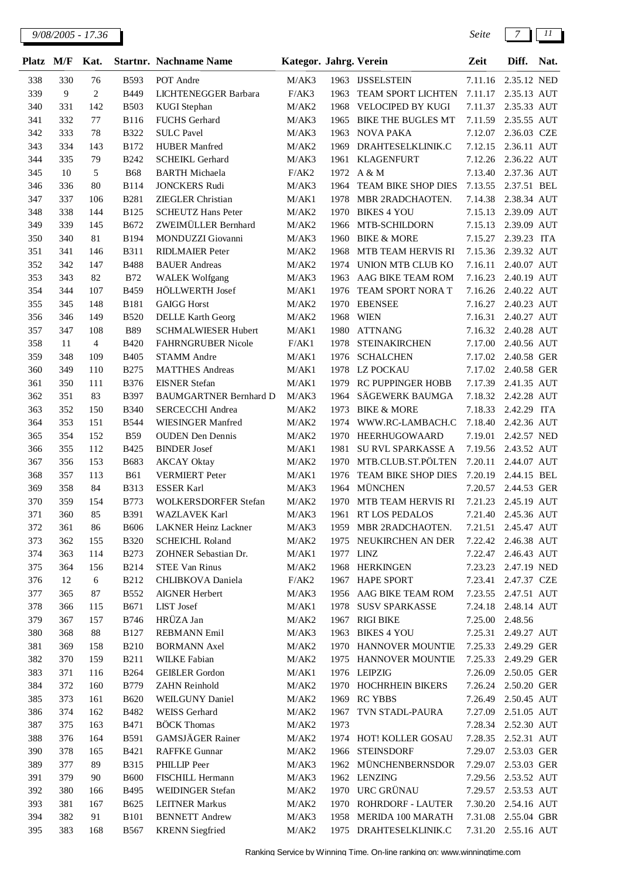| Platz | M/F | Kat. | Startnr. | Nachname Name | Kategor. | Jahrg. | Verein | Zeit | Diff. | Nat. |
|---|---|---|---|---|---|---|---|---|---|---|
| 338 | 330 | 76 | B593 | POT Andre | M/AK3 | 1963 | IJSSELSTEIN | 7.11.16 | 2.35.12 | NED |
| 339 | 9 | 2 | B449 | LICHTENEGGER Barbara | F/AK3 | 1963 | TEAM SPORT LICHTEN | 7.11.17 | 2.35.13 | AUT |
| 340 | 331 | 142 | B503 | KUGI Stephan | M/AK2 | 1968 | VELOCIPED BY KUGI | 7.11.37 | 2.35.33 | AUT |
| 341 | 332 | 77 | B116 | FUCHS Gerhard | M/AK3 | 1965 | BIKE THE BUGLES MT | 7.11.59 | 2.35.55 | AUT |
| 342 | 333 | 78 | B322 | SULC Pavel | M/AK3 | 1963 | NOVA PAKA | 7.12.07 | 2.36.03 | CZE |
| 343 | 334 | 143 | B172 | HUBER Manfred | M/AK2 | 1969 | DRAHTESELKLINIK.C | 7.12.15 | 2.36.11 | AUT |
| 344 | 335 | 79 | B242 | SCHEIKL Gerhard | M/AK3 | 1961 | KLAGENFURT | 7.12.26 | 2.36.22 | AUT |
| 345 | 10 | 5 | B68 | BARTH Michaela | F/AK2 | 1972 | A & M | 7.13.40 | 2.37.36 | AUT |
| 346 | 336 | 80 | B114 | JONCKERS Rudi | M/AK3 | 1964 | TEAM BIKE SHOP DIES | 7.13.55 | 2.37.51 | BEL |
| 347 | 337 | 106 | B281 | ZIEGLER Christian | M/AK1 | 1978 | MBR 2RADCHAOTEN. | 7.14.38 | 2.38.34 | AUT |
| 348 | 338 | 144 | B125 | SCHEUTZ Hans Peter | M/AK2 | 1970 | BIKES 4 YOU | 7.15.13 | 2.39.09 | AUT |
| 349 | 339 | 145 | B672 | ZWEIMÜLLER Bernhard | M/AK2 | 1966 | MTB-SCHILDORN | 7.15.13 | 2.39.09 | AUT |
| 350 | 340 | 81 | B194 | MONDUZZI Giovanni | M/AK3 | 1960 | BIKE & MORE | 7.15.27 | 2.39.23 | ITA |
| 351 | 341 | 146 | B311 | RIDLMAIER Peter | M/AK2 | 1968 | MTB TEAM HERVIS RI | 7.15.36 | 2.39.32 | AUT |
| 352 | 342 | 147 | B488 | BAUER Andreas | M/AK2 | 1974 | UNION MTB CLUB KO | 7.16.11 | 2.40.07 | AUT |
| 353 | 343 | 82 | B72 | WALEK Wolfgang | M/AK3 | 1963 | AAG BIKE TEAM ROM | 7.16.23 | 2.40.19 | AUT |
| 354 | 344 | 107 | B459 | HÖLLWERTH Josef | M/AK1 | 1976 | TEAM SPORT NORA T | 7.16.26 | 2.40.22 | AUT |
| 355 | 345 | 148 | B181 | GAIGG Horst | M/AK2 | 1970 | EBENSEE | 7.16.27 | 2.40.23 | AUT |
| 356 | 346 | 149 | B520 | DELLE Karth Georg | M/AK2 | 1968 | WIEN | 7.16.31 | 2.40.27 | AUT |
| 357 | 347 | 108 | B89 | SCHMALWIESER Hubert | M/AK1 | 1980 | ATTNANG | 7.16.32 | 2.40.28 | AUT |
| 358 | 11 | 4 | B420 | FAHRNGRUBER Nicole | F/AK1 | 1978 | STEINAKIRCHEN | 7.17.00 | 2.40.56 | AUT |
| 359 | 348 | 109 | B405 | STAMM Andre | M/AK1 | 1976 | SCHALCHEN | 7.17.02 | 2.40.58 | GER |
| 360 | 349 | 110 | B275 | MATTHES Andreas | M/AK1 | 1978 | LZ POCKAU | 7.17.02 | 2.40.58 | GER |
| 361 | 350 | 111 | B376 | EISNER Stefan | M/AK1 | 1979 | RC PUPPINGER HOBB | 7.17.39 | 2.41.35 | AUT |
| 362 | 351 | 83 | B397 | BAUMGARTNER Bernhard D | M/AK3 | 1964 | SÄGEWERK BAUMGA | 7.18.32 | 2.42.28 | AUT |
| 363 | 352 | 150 | B340 | SERCECCHI Andrea | M/AK2 | 1973 | BIKE & MORE | 7.18.33 | 2.42.29 | ITA |
| 364 | 353 | 151 | B544 | WIESINGER Manfred | M/AK2 | 1974 | WWW.RC-LAMBACH.C | 7.18.40 | 2.42.36 | AUT |
| 365 | 354 | 152 | B59 | OUDEN Den Dennis | M/AK2 | 1970 | HEERHUGOWAARD | 7.19.01 | 2.42.57 | NED |
| 366 | 355 | 112 | B425 | BINDER Josef | M/AK1 | 1981 | SU RVL SPARKASSE A | 7.19.56 | 2.43.52 | AUT |
| 367 | 356 | 153 | B683 | AKCAY Oktay | M/AK2 | 1970 | MTB.CLUB.ST.PÖLTEN | 7.20.11 | 2.44.07 | AUT |
| 368 | 357 | 113 | B61 | VERMIERT Peter | M/AK1 | 1976 | TEAM BIKE SHOP DIES | 7.20.19 | 2.44.15 | BEL |
| 369 | 358 | 84 | B313 | ESSER Karl | M/AK3 | 1964 | MÜNCHEN | 7.20.57 | 2.44.53 | GER |
| 370 | 359 | 154 | B773 | WOLKERSDORFER Stefan | M/AK2 | 1970 | MTB TEAM HERVIS RI | 7.21.23 | 2.45.19 | AUT |
| 371 | 360 | 85 | B391 | WAZLAVEK Karl | M/AK3 | 1961 | RT LOS PEDALOS | 7.21.40 | 2.45.36 | AUT |
| 372 | 361 | 86 | B606 | LAKNER Heinz Lackner | M/AK3 | 1959 | MBR 2RADCHAOTEN. | 7.21.51 | 2.45.47 | AUT |
| 373 | 362 | 155 | B320 | SCHEICHL Roland | M/AK2 | 1975 | NEUKIRCHEN AN DER | 7.22.42 | 2.46.38 | AUT |
| 374 | 363 | 114 | B273 | ZOHNER Sebastian Dr. | M/AK1 | 1977 | LINZ | 7.22.47 | 2.46.43 | AUT |
| 375 | 364 | 156 | B214 | STEE Van Rinus | M/AK2 | 1968 | HERKINGEN | 7.23.23 | 2.47.19 | NED |
| 376 | 12 | 6 | B212 | CHLIBKOVA Daniela | F/AK2 | 1967 | HAPE SPORT | 7.23.41 | 2.47.37 | CZE |
| 377 | 365 | 87 | B552 | AIGNER Herbert | M/AK3 | 1956 | AAG BIKE TEAM ROM | 7.23.55 | 2.47.51 | AUT |
| 378 | 366 | 115 | B671 | LIST Josef | M/AK1 | 1978 | SUSV SPARKASSE | 7.24.18 | 2.48.14 | AUT |
| 379 | 367 | 157 | B746 | HRŮZA Jan | M/AK2 | 1967 | RIGI BIKE | 7.25.00 | 2.48.56 | |
| 380 | 368 | 88 | B127 | REBMANN Emil | M/AK3 | 1963 | BIKES 4 YOU | 7.25.31 | 2.49.27 | AUT |
| 381 | 369 | 158 | B210 | BORMANN Axel | M/AK2 | 1970 | HANNOVER MOUNTIE | 7.25.33 | 2.49.29 | GER |
| 382 | 370 | 159 | B211 | WILKE Fabian | M/AK2 | 1975 | HANNOVER MOUNTIE | 7.25.33 | 2.49.29 | GER |
| 383 | 371 | 116 | B264 | GEIßLER Gordon | M/AK1 | 1976 | LEIPZIG | 7.26.09 | 2.50.05 | GER |
| 384 | 372 | 160 | B779 | ZAHN Reinhold | M/AK2 | 1970 | HOCHRHEIN BIKERS | 7.26.24 | 2.50.20 | GER |
| 385 | 373 | 161 | B620 | WEILGUNY Daniel | M/AK2 | 1969 | RC YBBS | 7.26.49 | 2.50.45 | AUT |
| 386 | 374 | 162 | B482 | WEISS Gerhard | M/AK2 | 1967 | TVN STADL-PAURA | 7.27.09 | 2.51.05 | AUT |
| 387 | 375 | 163 | B471 | BÖCK Thomas | M/AK2 | 1973 | | 7.28.34 | 2.52.30 | AUT |
| 388 | 376 | 164 | B591 | GAMSJÄGER Rainer | M/AK2 | 1974 | HOT! KOLLER GOSAU | 7.28.35 | 2.52.31 | AUT |
| 390 | 378 | 165 | B421 | RAFFKE Gunnar | M/AK2 | 1966 | STEINSDORF | 7.29.07 | 2.53.03 | GER |
| 389 | 377 | 89 | B315 | PHILLIP Peer | M/AK3 | 1962 | MÜNCHENBERNSDOR | 7.29.07 | 2.53.03 | GER |
| 391 | 379 | 90 | B600 | FISCHILL Hermann | M/AK3 | 1962 | LENZING | 7.29.56 | 2.53.52 | AUT |
| 392 | 380 | 166 | B495 | WEIDINGER Stefan | M/AK2 | 1970 | URC GRÜNAU | 7.29.57 | 2.53.53 | AUT |
| 393 | 381 | 167 | B625 | LEITNER Markus | M/AK2 | 1970 | ROHRDORF - LAUTER | 7.30.20 | 2.54.16 | AUT |
| 394 | 382 | 91 | B101 | BENNETT Andrew | M/AK3 | 1958 | MERIDA 100 MARATH | 7.31.08 | 2.55.04 | GBR |
| 395 | 383 | 168 | B567 | KRENN Siegfried | M/AK2 | 1975 | DRAHTESELKLINIK.C | 7.31.20 | 2.55.16 | AUT |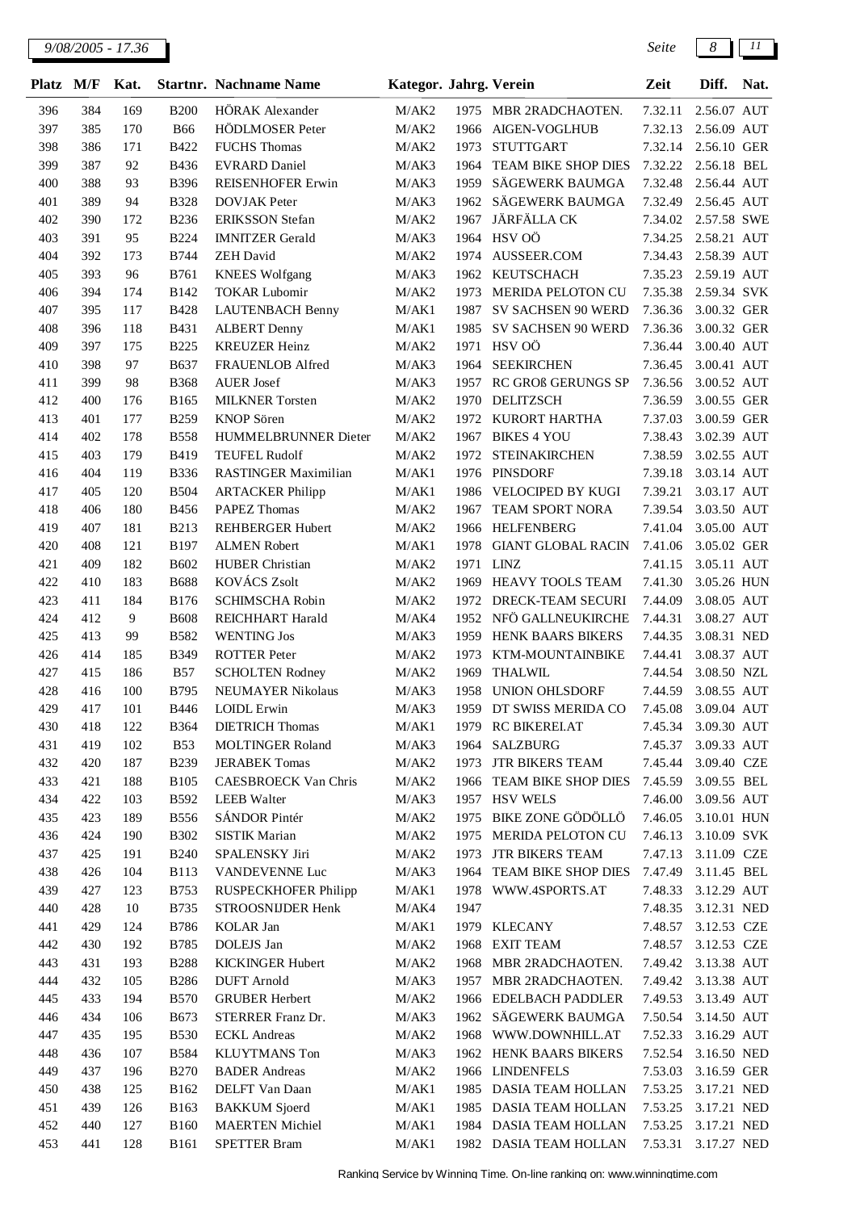| Platz | M/F | Kat. | Startnr. | Nachname Name | Kategor. | Jahrg. | Verein | Zeit | Diff. | Nat. |
|---|---|---|---|---|---|---|---|---|---|---|
| 396 | 384 | 169 | B200 | HÖRAK Alexander | M/AK2 | 1975 | MBR 2RADCHAOTEN. | 7.32.11 | 2.56.07 | AUT |
| 397 | 385 | 170 | B66 | HÖDLMOSER Peter | M/AK2 | 1966 | AIGEN-VOGLHUB | 7.32.13 | 2.56.09 | AUT |
| 398 | 386 | 171 | B422 | FUCHS Thomas | M/AK2 | 1973 | STUTTGART | 7.32.14 | 2.56.10 | GER |
| 399 | 387 | 92 | B436 | EVRARD Daniel | M/AK3 | 1964 | TEAM BIKE SHOP DIES | 7.32.22 | 2.56.18 | BEL |
| 400 | 388 | 93 | B396 | REISENHOFER Erwin | M/AK3 | 1959 | SÄGEWERK BAUMGA | 7.32.48 | 2.56.44 | AUT |
| 401 | 389 | 94 | B328 | DOVJAK Peter | M/AK3 | 1962 | SÄGEWERK BAUMGA | 7.32.49 | 2.56.45 | AUT |
| 402 | 390 | 172 | B236 | ERIKSSON Stefan | M/AK2 | 1967 | JÄRFÄLLA CK | 7.34.02 | 2.57.58 | SWE |
| 403 | 391 | 95 | B224 | IMNITZER Gerald | M/AK3 | 1964 | HSV OÖ | 7.34.25 | 2.58.21 | AUT |
| 404 | 392 | 173 | B744 | ZEH David | M/AK2 | 1974 | AUSSEER.COM | 7.34.43 | 2.58.39 | AUT |
| 405 | 393 | 96 | B761 | KNEES Wolfgang | M/AK3 | 1962 | KEUTSCHACH | 7.35.23 | 2.59.19 | AUT |
| 406 | 394 | 174 | B142 | TOKAR Lubomir | M/AK2 | 1973 | MERIDA PELOTON CU | 7.35.38 | 2.59.34 | SVK |
| 407 | 395 | 117 | B428 | LAUTENBACH Benny | M/AK1 | 1987 | SV SACHSEN 90 WERD | 7.36.36 | 3.00.32 | GER |
| 408 | 396 | 118 | B431 | ALBERT Denny | M/AK1 | 1985 | SV SACHSEN 90 WERD | 7.36.36 | 3.00.32 | GER |
| 409 | 397 | 175 | B225 | KREUZER Heinz | M/AK2 | 1971 | HSV OÖ | 7.36.44 | 3.00.40 | AUT |
| 410 | 398 | 97 | B637 | FRAUENLOB Alfred | M/AK3 | 1964 | SEEKIRCHEN | 7.36.45 | 3.00.41 | AUT |
| 411 | 399 | 98 | B368 | AUER Josef | M/AK3 | 1957 | RC GROß GERUNGS SP | 7.36.56 | 3.00.52 | AUT |
| 412 | 400 | 176 | B165 | MILKNER Torsten | M/AK2 | 1970 | DELITZSCH | 7.36.59 | 3.00.55 | GER |
| 413 | 401 | 177 | B259 | KNOP Sören | M/AK2 | 1972 | KURORT HARTHA | 7.37.03 | 3.00.59 | GER |
| 414 | 402 | 178 | B558 | HUMMELBRUNNER Dieter | M/AK2 | 1967 | BIKES 4 YOU | 7.38.43 | 3.02.39 | AUT |
| 415 | 403 | 179 | B419 | TEUFEL Rudolf | M/AK2 | 1972 | STEINAKIRCHEN | 7.38.59 | 3.02.55 | AUT |
| 416 | 404 | 119 | B336 | RASTINGER Maximilian | M/AK1 | 1976 | PINSDORF | 7.39.18 | 3.03.14 | AUT |
| 417 | 405 | 120 | B504 | ARTACKER Philipp | M/AK1 | 1986 | VELOCIPED BY KUGI | 7.39.21 | 3.03.17 | AUT |
| 418 | 406 | 180 | B456 | PAPEZ Thomas | M/AK2 | 1967 | TEAM SPORT NORA | 7.39.54 | 3.03.50 | AUT |
| 419 | 407 | 181 | B213 | REHBERGER Hubert | M/AK2 | 1966 | HELFENBERG | 7.41.04 | 3.05.00 | AUT |
| 420 | 408 | 121 | B197 | ALMEN Robert | M/AK1 | 1978 | GIANT GLOBAL RACIN | 7.41.06 | 3.05.02 | GER |
| 421 | 409 | 182 | B602 | HUBER Christian | M/AK2 | 1971 | LINZ | 7.41.15 | 3.05.11 | AUT |
| 422 | 410 | 183 | B688 | KOVÁCS Zsolt | M/AK2 | 1969 | HEAVY TOOLS TEAM | 7.41.30 | 3.05.26 | HUN |
| 423 | 411 | 184 | B176 | SCHIMSCHA Robin | M/AK2 | 1972 | DRECK-TEAM SECURI | 7.44.09 | 3.08.05 | AUT |
| 424 | 412 | 9 | B608 | REICHHART Harald | M/AK4 | 1952 | NFÖ GALLNEUKIRCHE | 7.44.31 | 3.08.27 | AUT |
| 425 | 413 | 99 | B582 | WENTING Jos | M/AK3 | 1959 | HENK BAARS BIKERS | 7.44.35 | 3.08.31 | NED |
| 426 | 414 | 185 | B349 | ROTTER Peter | M/AK2 | 1973 | KTM-MOUNTAINBIKE | 7.44.41 | 3.08.37 | AUT |
| 427 | 415 | 186 | B57 | SCHOLTEN Rodney | M/AK2 | 1969 | THALWIL | 7.44.54 | 3.08.50 | NZL |
| 428 | 416 | 100 | B795 | NEUMAYER Nikolaus | M/AK3 | 1958 | UNION OHLSDORF | 7.44.59 | 3.08.55 | AUT |
| 429 | 417 | 101 | B446 | LOIDL Erwin | M/AK3 | 1959 | DT SWISS MERIDA CO | 7.45.08 | 3.09.04 | AUT |
| 430 | 418 | 122 | B364 | DIETRICH Thomas | M/AK1 | 1979 | RC BIKEREI.AT | 7.45.34 | 3.09.30 | AUT |
| 431 | 419 | 102 | B53 | MOLTINGER Roland | M/AK3 | 1964 | SALZBURG | 7.45.37 | 3.09.33 | AUT |
| 432 | 420 | 187 | B239 | JERABEK Tomas | M/AK2 | 1973 | JTR BIKERS TEAM | 7.45.44 | 3.09.40 | CZE |
| 433 | 421 | 188 | B105 | CAESBROECK Van Chris | M/AK2 | 1966 | TEAM BIKE SHOP DIES | 7.45.59 | 3.09.55 | BEL |
| 434 | 422 | 103 | B592 | LEEB Walter | M/AK3 | 1957 | HSV WELS | 7.46.00 | 3.09.56 | AUT |
| 435 | 423 | 189 | B556 | SÁNDOR Pintér | M/AK2 | 1975 | BIKE ZONE GÖDÖLLÖ | 7.46.05 | 3.10.01 | HUN |
| 436 | 424 | 190 | B302 | SISTIK Marian | M/AK2 | 1975 | MERIDA PELOTON CU | 7.46.13 | 3.10.09 | SVK |
| 437 | 425 | 191 | B240 | SPALENSKY Jiri | M/AK2 | 1973 | JTR BIKERS TEAM | 7.47.13 | 3.11.09 | CZE |
| 438 | 426 | 104 | B113 | VANDEVENNE Luc | M/AK3 | 1964 | TEAM BIKE SHOP DIES | 7.47.49 | 3.11.45 | BEL |
| 439 | 427 | 123 | B753 | RUSPECKHOFER Philipp | M/AK1 | 1978 | WWW.4SPORTS.AT | 7.48.33 | 3.12.29 | AUT |
| 440 | 428 | 10 | B735 | STROOSNIJDER Henk | M/AK4 | 1947 | | 7.48.35 | 3.12.31 | NED |
| 441 | 429 | 124 | B786 | KOLAR Jan | M/AK1 | 1979 | KLECANY | 7.48.57 | 3.12.53 | CZE |
| 442 | 430 | 192 | B785 | DOLEJS Jan | M/AK2 | 1968 | EXIT TEAM | 7.48.57 | 3.12.53 | CZE |
| 443 | 431 | 193 | B288 | KICKINGER Hubert | M/AK2 | 1968 | MBR 2RADCHAOTEN. | 7.49.42 | 3.13.38 | AUT |
| 444 | 432 | 105 | B286 | DUFT Arnold | M/AK3 | 1957 | MBR 2RADCHAOTEN. | 7.49.42 | 3.13.38 | AUT |
| 445 | 433 | 194 | B570 | GRUBER Herbert | M/AK2 | 1966 | EDELBACH PADDLER | 7.49.53 | 3.13.49 | AUT |
| 446 | 434 | 106 | B673 | STERRER Franz Dr. | M/AK3 | 1962 | SÄGEWERK BAUMGA | 7.50.54 | 3.14.50 | AUT |
| 447 | 435 | 195 | B530 | ECKL Andreas | M/AK2 | 1968 | WWW.DOWNHILL.AT | 7.52.33 | 3.16.29 | AUT |
| 448 | 436 | 107 | B584 | KLUYTMANS Ton | M/AK3 | 1962 | HENK BAARS BIKERS | 7.52.54 | 3.16.50 | NED |
| 449 | 437 | 196 | B270 | BADER Andreas | M/AK2 | 1966 | LINDENFELS | 7.53.03 | 3.16.59 | GER |
| 450 | 438 | 125 | B162 | DELFT Van Daan | M/AK1 | 1985 | DASIA TEAM HOLLAN | 7.53.25 | 3.17.21 | NED |
| 451 | 439 | 126 | B163 | BAKKUM Sjoerd | M/AK1 | 1985 | DASIA TEAM HOLLAN | 7.53.25 | 3.17.21 | NED |
| 452 | 440 | 127 | B160 | MAERTEN Michiel | M/AK1 | 1984 | DASIA TEAM HOLLAN | 7.53.25 | 3.17.21 | NED |
| 453 | 441 | 128 | B161 | SPETTER Bram | M/AK1 | 1982 | DASIA TEAM HOLLAN | 7.53.31 | 3.17.27 | NED |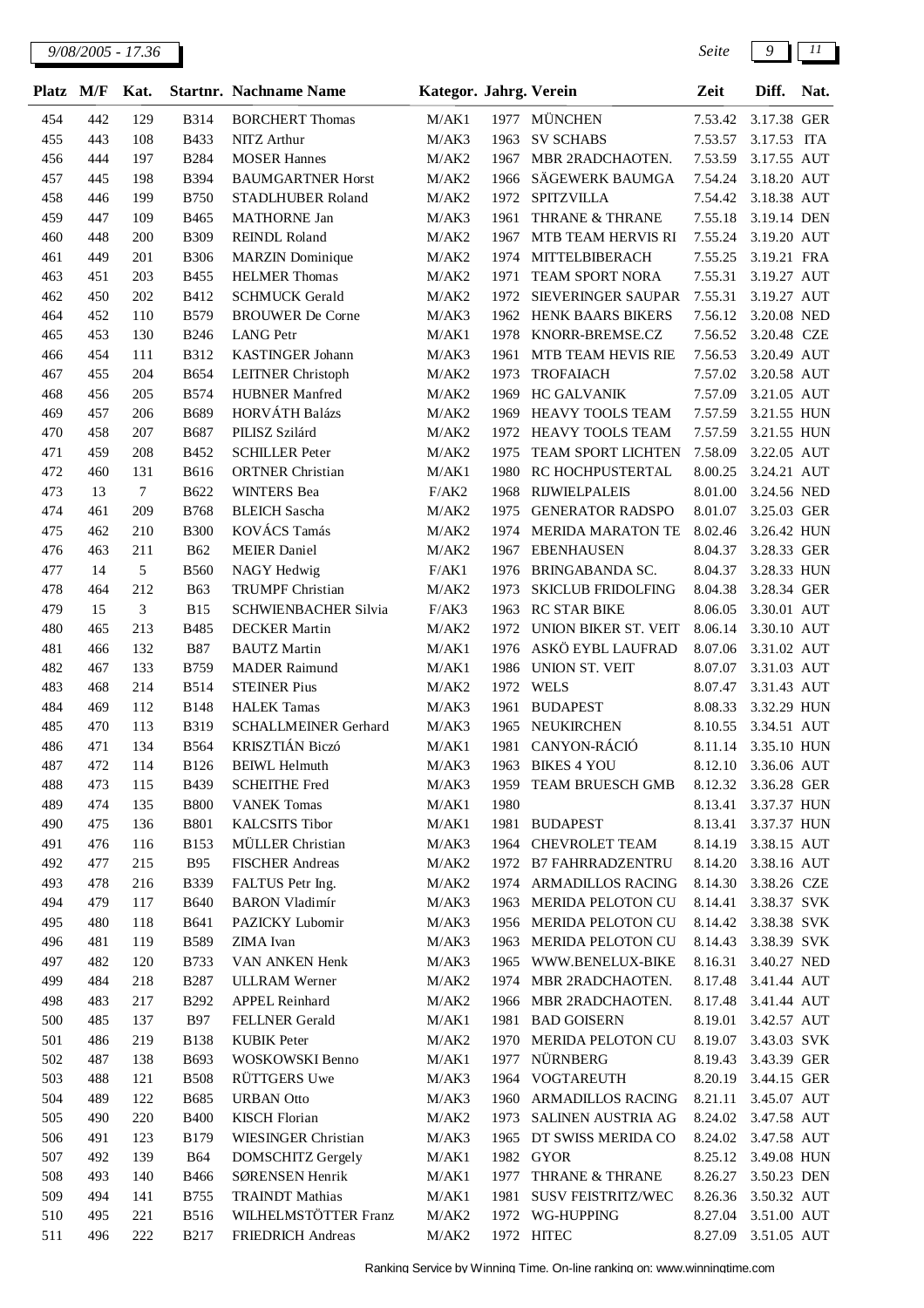| Platz | M/F | Kat. | Startnr. | Nachname Name | Kategor. | Jahrg. | Verein | Zeit | Diff. | Nat. |
|---|---|---|---|---|---|---|---|---|---|---|
| 454 | 442 | 129 | B314 | BORCHERT Thomas | M/AK1 | 1977 | MÜNCHEN | 7.53.42 | 3.17.38 | GER |
| 455 | 443 | 108 | B433 | NITZ Arthur | M/AK3 | 1963 | SV SCHABS | 7.53.57 | 3.17.53 | ITA |
| 456 | 444 | 197 | B284 | MOSER Hannes | M/AK2 | 1967 | MBR 2RADCHAOTEN. | 7.53.59 | 3.17.55 | AUT |
| 457 | 445 | 198 | B394 | BAUMGARTNER Horst | M/AK2 | 1966 | SÄGEWERK BAUMGA | 7.54.24 | 3.18.20 | AUT |
| 458 | 446 | 199 | B750 | STADLHUBER Roland | M/AK2 | 1972 | SPITZVILLA | 7.54.42 | 3.18.38 | AUT |
| 459 | 447 | 109 | B465 | MATHORNE Jan | M/AK3 | 1961 | THRANE & THRANE | 7.55.18 | 3.19.14 | DEN |
| 460 | 448 | 200 | B309 | REINDL Roland | M/AK2 | 1967 | MTB TEAM HERVIS RI | 7.55.24 | 3.19.20 | AUT |
| 461 | 449 | 201 | B306 | MARZIN Dominique | M/AK2 | 1974 | MITTELBIBERACH | 7.55.25 | 3.19.21 | FRA |
| 463 | 451 | 203 | B455 | HELMER Thomas | M/AK2 | 1971 | TEAM SPORT NORA | 7.55.31 | 3.19.27 | AUT |
| 462 | 450 | 202 | B412 | SCHMUCK Gerald | M/AK2 | 1972 | SIEVERINGER SAUPAR | 7.55.31 | 3.19.27 | AUT |
| 464 | 452 | 110 | B579 | BROUWER De Corne | M/AK3 | 1962 | HENK BAARS BIKERS | 7.56.12 | 3.20.08 | NED |
| 465 | 453 | 130 | B246 | LANG Petr | M/AK1 | 1978 | KNORR-BREMSE.CZ | 7.56.52 | 3.20.48 | CZE |
| 466 | 454 | 111 | B312 | KASTINGER Johann | M/AK3 | 1961 | MTB TEAM HEVIS RIE | 7.56.53 | 3.20.49 | AUT |
| 467 | 455 | 204 | B654 | LEITNER Christoph | M/AK2 | 1973 | TROFAIACH | 7.57.02 | 3.20.58 | AUT |
| 468 | 456 | 205 | B574 | HUBNER Manfred | M/AK2 | 1969 | HC GALVANIK | 7.57.09 | 3.21.05 | AUT |
| 469 | 457 | 206 | B689 | HORVÁTH Balázs | M/AK2 | 1969 | HEAVY TOOLS TEAM | 7.57.59 | 3.21.55 | HUN |
| 470 | 458 | 207 | B687 | PILISZ Szilárd | M/AK2 | 1972 | HEAVY TOOLS TEAM | 7.57.59 | 3.21.55 | HUN |
| 471 | 459 | 208 | B452 | SCHILLER Peter | M/AK2 | 1975 | TEAM SPORT LICHTEN | 7.58.09 | 3.22.05 | AUT |
| 472 | 460 | 131 | B616 | ORTNER Christian | M/AK1 | 1980 | RC HOCHPUSTERTAL | 8.00.25 | 3.24.21 | AUT |
| 473 | 13 | 7 | B622 | WINTERS Bea | F/AK2 | 1968 | RIJWIELPALEIS | 8.01.00 | 3.24.56 | NED |
| 474 | 461 | 209 | B768 | BLEICH Sascha | M/AK2 | 1975 | GENERATOR RADSPO | 8.01.07 | 3.25.03 | GER |
| 475 | 462 | 210 | B300 | KOVÁCS Tamás | M/AK2 | 1974 | MERIDA MARATON TE | 8.02.46 | 3.26.42 | HUN |
| 476 | 463 | 211 | B62 | MEIER Daniel | M/AK2 | 1967 | EBENHAUSEN | 8.04.37 | 3.28.33 | GER |
| 477 | 14 | 5 | B560 | NAGY Hedwig | F/AK1 | 1976 | BRINGABANDA SC. | 8.04.37 | 3.28.33 | HUN |
| 478 | 464 | 212 | B63 | TRUMPF Christian | M/AK2 | 1973 | SKICLUB FRIDOLFING | 8.04.38 | 3.28.34 | GER |
| 479 | 15 | 3 | B15 | SCHWIENBACHER Silvia | F/AK3 | 1963 | RC STAR BIKE | 8.06.05 | 3.30.01 | AUT |
| 480 | 465 | 213 | B485 | DECKER Martin | M/AK2 | 1972 | UNION BIKER ST. VEIT | 8.06.14 | 3.30.10 | AUT |
| 481 | 466 | 132 | B87 | BAUTZ Martin | M/AK1 | 1976 | ASKÖ EYBL LAUFRAD | 8.07.06 | 3.31.02 | AUT |
| 482 | 467 | 133 | B759 | MADER Raimund | M/AK1 | 1986 | UNION ST. VEIT | 8.07.07 | 3.31.03 | AUT |
| 483 | 468 | 214 | B514 | STEINER Pius | M/AK2 | 1972 | WELS | 8.07.47 | 3.31.43 | AUT |
| 484 | 469 | 112 | B148 | HALEK Tamas | M/AK3 | 1961 | BUDAPEST | 8.08.33 | 3.32.29 | HUN |
| 485 | 470 | 113 | B319 | SCHALLMEINER Gerhard | M/AK3 | 1965 | NEUKIRCHEN | 8.10.55 | 3.34.51 | AUT |
| 486 | 471 | 134 | B564 | KRISZTIÁN Biczó | M/AK1 | 1981 | CANYON-RÁCIÓ | 8.11.14 | 3.35.10 | HUN |
| 487 | 472 | 114 | B126 | BEIWL Helmuth | M/AK3 | 1963 | BIKES 4 YOU | 8.12.10 | 3.36.06 | AUT |
| 488 | 473 | 115 | B439 | SCHEITHE Fred | M/AK3 | 1959 | TEAM BRUESCH GMB | 8.12.32 | 3.36.28 | GER |
| 489 | 474 | 135 | B800 | VANEK Tomas | M/AK1 | 1980 | | 8.13.41 | 3.37.37 | HUN |
| 490 | 475 | 136 | B801 | KALCSITS Tibor | M/AK1 | 1981 | BUDAPEST | 8.13.41 | 3.37.37 | HUN |
| 491 | 476 | 116 | B153 | MÜLLER Christian | M/AK3 | 1964 | CHEVROLET TEAM | 8.14.19 | 3.38.15 | AUT |
| 492 | 477 | 215 | B95 | FISCHER Andreas | M/AK2 | 1972 | B7 FAHRRADZENTRU | 8.14.20 | 3.38.16 | AUT |
| 493 | 478 | 216 | B339 | FALTUS Petr Ing. | M/AK2 | 1974 | ARMADILLOS RACING | 8.14.30 | 3.38.26 | CZE |
| 494 | 479 | 117 | B640 | BARON Vladimír | M/AK3 | 1963 | MERIDA PELOTON CU | 8.14.41 | 3.38.37 | SVK |
| 495 | 480 | 118 | B641 | PAZICKY Lubomir | M/AK3 | 1956 | MERIDA PELOTON CU | 8.14.42 | 3.38.38 | SVK |
| 496 | 481 | 119 | B589 | ZIMA Ivan | M/AK3 | 1963 | MERIDA PELOTON CU | 8.14.43 | 3.38.39 | SVK |
| 497 | 482 | 120 | B733 | VAN ANKEN Henk | M/AK3 | 1965 | WWW.BENELUX-BIKE | 8.16.31 | 3.40.27 | NED |
| 499 | 484 | 218 | B287 | ULLRAM Werner | M/AK2 | 1974 | MBR 2RADCHAOTEN. | 8.17.48 | 3.41.44 | AUT |
| 498 | 483 | 217 | B292 | APPEL Reinhard | M/AK2 | 1966 | MBR 2RADCHAOTEN. | 8.17.48 | 3.41.44 | AUT |
| 500 | 485 | 137 | B97 | FELLNER Gerald | M/AK1 | 1981 | BAD GOISERN | 8.19.01 | 3.42.57 | AUT |
| 501 | 486 | 219 | B138 | KUBIK Peter | M/AK2 | 1970 | MERIDA PELOTON CU | 8.19.07 | 3.43.03 | SVK |
| 502 | 487 | 138 | B693 | WOSKOWSKI Benno | M/AK1 | 1977 | NÜRNBERG | 8.19.43 | 3.43.39 | GER |
| 503 | 488 | 121 | B508 | RÜTTGERS Uwe | M/AK3 | 1964 | VOGTAREUTH | 8.20.19 | 3.44.15 | GER |
| 504 | 489 | 122 | B685 | URBAN Otto | M/AK3 | 1960 | ARMADILLOS RACING | 8.21.11 | 3.45.07 | AUT |
| 505 | 490 | 220 | B400 | KISCH Florian | M/AK2 | 1973 | SALINEN AUSTRIA AG | 8.24.02 | 3.47.58 | AUT |
| 506 | 491 | 123 | B179 | WIESINGER Christian | M/AK3 | 1965 | DT SWISS MERIDA CO | 8.24.02 | 3.47.58 | AUT |
| 507 | 492 | 139 | B64 | DOMSCHITZ Gergely | M/AK1 | 1982 | GYOR | 8.25.12 | 3.49.08 | HUN |
| 508 | 493 | 140 | B466 | SØRENSEN Henrik | M/AK1 | 1977 | THRANE & THRANE | 8.26.27 | 3.50.23 | DEN |
| 509 | 494 | 141 | B755 | TRAINDT Mathias | M/AK1 | 1981 | SUSV FEISTRITZ/WEC | 8.26.36 | 3.50.32 | AUT |
| 510 | 495 | 221 | B516 | WILHELMSTÖTTER Franz | M/AK2 | 1972 | WG-HUPPING | 8.27.04 | 3.51.00 | AUT |
| 511 | 496 | 222 | B217 | FRIEDRICH Andreas | M/AK2 | 1972 | HITEC | 8.27.09 | 3.51.05 | AUT |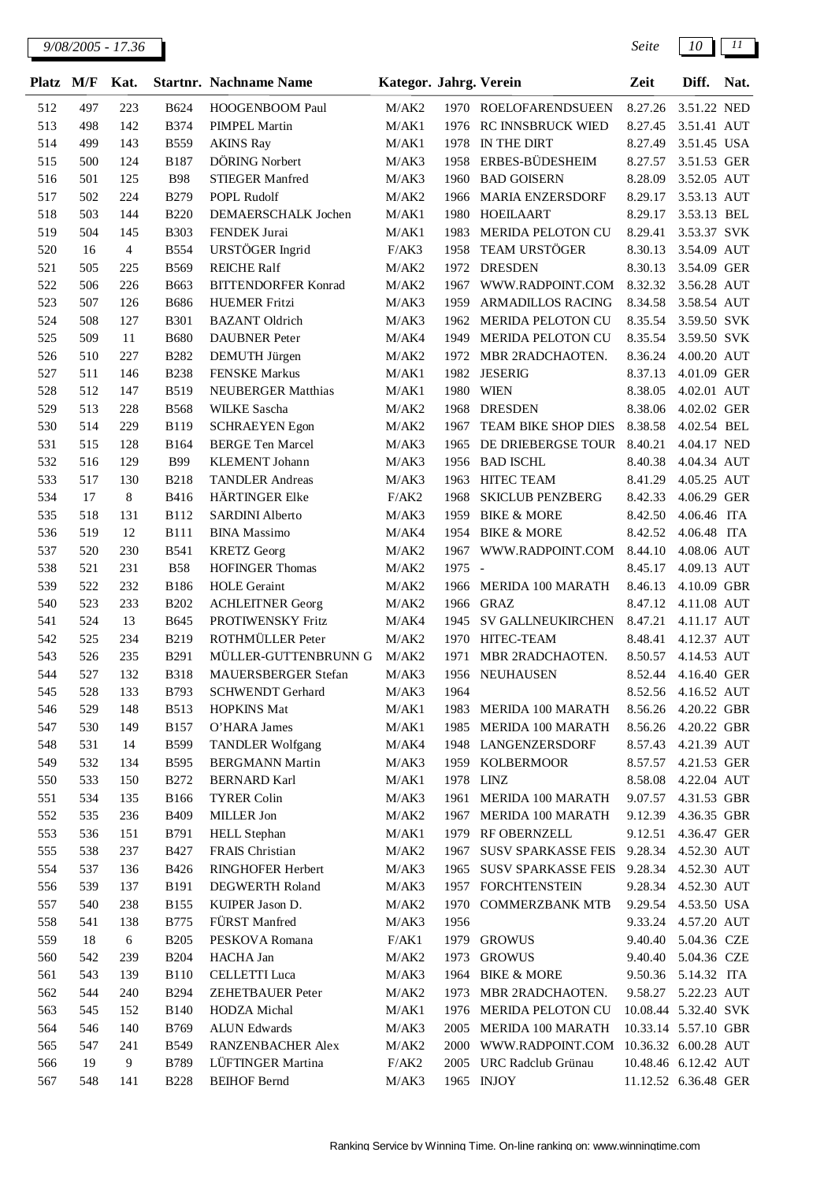| Platz | M/F | Kat. | Startnr. | Nachname Name | Kategor. | Jahrg. | Verein | Zeit | Diff. | Nat. |
|---|---|---|---|---|---|---|---|---|---|---|
| 512 | 497 | 223 | B624 | HOOGENBOOM Paul | M/AK2 | 1970 | ROELOFARENDSUEEN | 8.27.26 | 3.51.22 | NED |
| 513 | 498 | 142 | B374 | PIMPEL Martin | M/AK1 | 1976 | RC INNSBRUCK WIED | 8.27.45 | 3.51.41 | AUT |
| 514 | 499 | 143 | B559 | AKINS Ray | M/AK1 | 1978 | IN THE DIRT | 8.27.49 | 3.51.45 | USA |
| 515 | 500 | 124 | B187 | DÖRING Norbert | M/AK3 | 1958 | ERBES-BÜDESHEIM | 8.27.57 | 3.51.53 | GER |
| 516 | 501 | 125 | B98 | STIEGER Manfred | M/AK3 | 1960 | BAD GOISERN | 8.28.09 | 3.52.05 | AUT |
| 517 | 502 | 224 | B279 | POPL Rudolf | M/AK2 | 1966 | MARIA ENZERSDORF | 8.29.17 | 3.53.13 | AUT |
| 518 | 503 | 144 | B220 | DEMAERSCHALK Jochen | M/AK1 | 1980 | HOEILAART | 8.29.17 | 3.53.13 | BEL |
| 519 | 504 | 145 | B303 | FENDEK Jurai | M/AK1 | 1983 | MERIDA PELOTON CU | 8.29.41 | 3.53.37 | SVK |
| 520 | 16 | 4 | B554 | URSTÖGER Ingrid | F/AK3 | 1958 | TEAM URSTÖGER | 8.30.13 | 3.54.09 | AUT |
| 521 | 505 | 225 | B569 | REICHE Ralf | M/AK2 | 1972 | DRESDEN | 8.30.13 | 3.54.09 | GER |
| 522 | 506 | 226 | B663 | BITTENDORFER Konrad | M/AK2 | 1967 | WWW.RADPOINT.COM | 8.32.32 | 3.56.28 | AUT |
| 523 | 507 | 126 | B686 | HUEMER Fritzi | M/AK3 | 1959 | ARMADILLOS RACING | 8.34.58 | 3.58.54 | AUT |
| 524 | 508 | 127 | B301 | BAZANT Oldrich | M/AK3 | 1962 | MERIDA PELOTON CU | 8.35.54 | 3.59.50 | SVK |
| 525 | 509 | 11 | B680 | DAUBNER Peter | M/AK4 | 1949 | MERIDA PELOTON CU | 8.35.54 | 3.59.50 | SVK |
| 526 | 510 | 227 | B282 | DEMUTH Jürgen | M/AK2 | 1972 | MBR 2RADCHAOTEN. | 8.36.24 | 4.00.20 | AUT |
| 527 | 511 | 146 | B238 | FENSKE Markus | M/AK1 | 1982 | JESERIG | 8.37.13 | 4.01.09 | GER |
| 528 | 512 | 147 | B519 | NEUBERGER Matthias | M/AK1 | 1980 | WIEN | 8.38.05 | 4.02.01 | AUT |
| 529 | 513 | 228 | B568 | WILKE Sascha | M/AK2 | 1968 | DRESDEN | 8.38.06 | 4.02.02 | GER |
| 530 | 514 | 229 | B119 | SCHRAEYEN Egon | M/AK2 | 1967 | TEAM BIKE SHOP DIES | 8.38.58 | 4.02.54 | BEL |
| 531 | 515 | 128 | B164 | BERGE Ten Marcel | M/AK3 | 1965 | DE DRIEBERGSE TOUR | 8.40.21 | 4.04.17 | NED |
| 532 | 516 | 129 | B99 | KLEMENT Johann | M/AK3 | 1956 | BAD ISCHL | 8.40.38 | 4.04.34 | AUT |
| 533 | 517 | 130 | B218 | TANDLER Andreas | M/AK3 | 1963 | HITEC TEAM | 8.41.29 | 4.05.25 | AUT |
| 534 | 17 | 8 | B416 | HÄRTINGER Elke | F/AK2 | 1968 | SKICLUB PENZBERG | 8.42.33 | 4.06.29 | GER |
| 535 | 518 | 131 | B112 | SARDINI Alberto | M/AK3 | 1959 | BIKE & MORE | 8.42.50 | 4.06.46 | ITA |
| 536 | 519 | 12 | B111 | BINA Massimo | M/AK4 | 1954 | BIKE & MORE | 8.42.52 | 4.06.48 | ITA |
| 537 | 520 | 230 | B541 | KRETZ Georg | M/AK2 | 1967 | WWW.RADPOINT.COM | 8.44.10 | 4.08.06 | AUT |
| 538 | 521 | 231 | B58 | HOFINGER Thomas | M/AK2 | 1975 | - | 8.45.17 | 4.09.13 | AUT |
| 539 | 522 | 232 | B186 | HOLE Geraint | M/AK2 | 1966 | MERIDA 100 MARATH | 8.46.13 | 4.10.09 | GBR |
| 540 | 523 | 233 | B202 | ACHLEITNER Georg | M/AK2 | 1966 | GRAZ | 8.47.12 | 4.11.08 | AUT |
| 541 | 524 | 13 | B645 | PROTIWENSKY Fritz | M/AK4 | 1945 | SV GALLNEUKIRCHEN | 8.47.21 | 4.11.17 | AUT |
| 542 | 525 | 234 | B219 | ROTHMÜLLER Peter | M/AK2 | 1970 | HITEC-TEAM | 8.48.41 | 4.12.37 | AUT |
| 543 | 526 | 235 | B291 | MÜLLER-GUTTENBRUNN G | M/AK2 | 1971 | MBR 2RADCHAOTEN. | 8.50.57 | 4.14.53 | AUT |
| 544 | 527 | 132 | B318 | MAUERSBERGER Stefan | M/AK3 | 1956 | NEUHAUSEN | 8.52.44 | 4.16.40 | GER |
| 545 | 528 | 133 | B793 | SCHWENDT Gerhard | M/AK3 | 1964 | | 8.52.56 | 4.16.52 | AUT |
| 546 | 529 | 148 | B513 | HOPKINS Mat | M/AK1 | 1983 | MERIDA 100 MARATH | 8.56.26 | 4.20.22 | GBR |
| 547 | 530 | 149 | B157 | O'HARA James | M/AK1 | 1985 | MERIDA 100 MARATH | 8.56.26 | 4.20.22 | GBR |
| 548 | 531 | 14 | B599 | TANDLER Wolfgang | M/AK4 | 1948 | LANGENZERSDORF | 8.57.43 | 4.21.39 | AUT |
| 549 | 532 | 134 | B595 | BERGMANN Martin | M/AK3 | 1959 | KOLBERMOOR | 8.57.57 | 4.21.53 | GER |
| 550 | 533 | 150 | B272 | BERNARD Karl | M/AK1 | 1978 | LINZ | 8.58.08 | 4.22.04 | AUT |
| 551 | 534 | 135 | B166 | TYRER Colin | M/AK3 | 1961 | MERIDA 100 MARATH | 9.07.57 | 4.31.53 | GBR |
| 552 | 535 | 236 | B409 | MILLER Jon | M/AK2 | 1967 | MERIDA 100 MARATH | 9.12.39 | 4.36.35 | GBR |
| 553 | 536 | 151 | B791 | HELL Stephan | M/AK1 | 1979 | RF OBERNZELL | 9.12.51 | 4.36.47 | GER |
| 555 | 538 | 237 | B427 | FRAIS Christian | M/AK2 | 1967 | SUSV SPARKASSE FEIS | 9.28.34 | 4.52.30 | AUT |
| 554 | 537 | 136 | B426 | RINGHOFER Herbert | M/AK3 | 1965 | SUSV SPARKASSE FEIS | 9.28.34 | 4.52.30 | AUT |
| 556 | 539 | 137 | B191 | DEGWERTH Roland | M/AK3 | 1957 | FORCHTENSTEIN | 9.28.34 | 4.52.30 | AUT |
| 557 | 540 | 238 | B155 | KUIPER Jason D. | M/AK2 | 1970 | COMMERZBANK MTB | 9.29.54 | 4.53.50 | USA |
| 558 | 541 | 138 | B775 | FÜRST Manfred | M/AK3 | 1956 | | 9.33.24 | 4.57.20 | AUT |
| 559 | 18 | 6 | B205 | PESKOVA Romana | F/AK1 | 1979 | GROWUS | 9.40.40 | 5.04.36 | CZE |
| 560 | 542 | 239 | B204 | HACHA Jan | M/AK2 | 1973 | GROWUS | 9.40.40 | 5.04.36 | CZE |
| 561 | 543 | 139 | B110 | CELLETTI Luca | M/AK3 | 1964 | BIKE & MORE | 9.50.36 | 5.14.32 | ITA |
| 562 | 544 | 240 | B294 | ZEHETBAUER Peter | M/AK2 | 1973 | MBR 2RADCHAOTEN. | 9.58.27 | 5.22.23 | AUT |
| 563 | 545 | 152 | B140 | HODZA Michal | M/AK1 | 1976 | MERIDA PELOTON CU | 10.08.44 | 5.32.40 | SVK |
| 564 | 546 | 140 | B769 | ALUN Edwards | M/AK3 | 2005 | MERIDA 100 MARATH | 10.33.14 | 5.57.10 | GBR |
| 565 | 547 | 241 | B549 | RANZENBACHER Alex | M/AK2 | 2000 | WWW.RADPOINT.COM | 10.36.32 | 6.00.28 | AUT |
| 566 | 19 | 9 | B789 | LÜFTINGER Martina | F/AK2 | 2005 | URC Radclub Grünau | 10.48.46 | 6.12.42 | AUT |
| 567 | 548 | 141 | B228 | BEIHOF Bernd | M/AK3 | 1965 | INJOY | 11.12.52 | 6.36.48 | GER |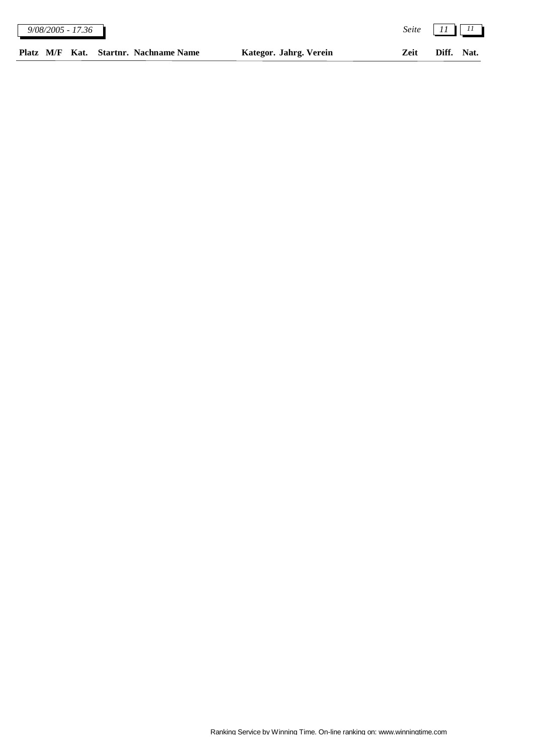| Platz | M/F | Kat. | Startnr. | Nachname Name | Kategor. | Jahrg. | Verein | Zeit | Diff. | Nat. |
|---|---|---|---|---|---|---|---|---|---|---|